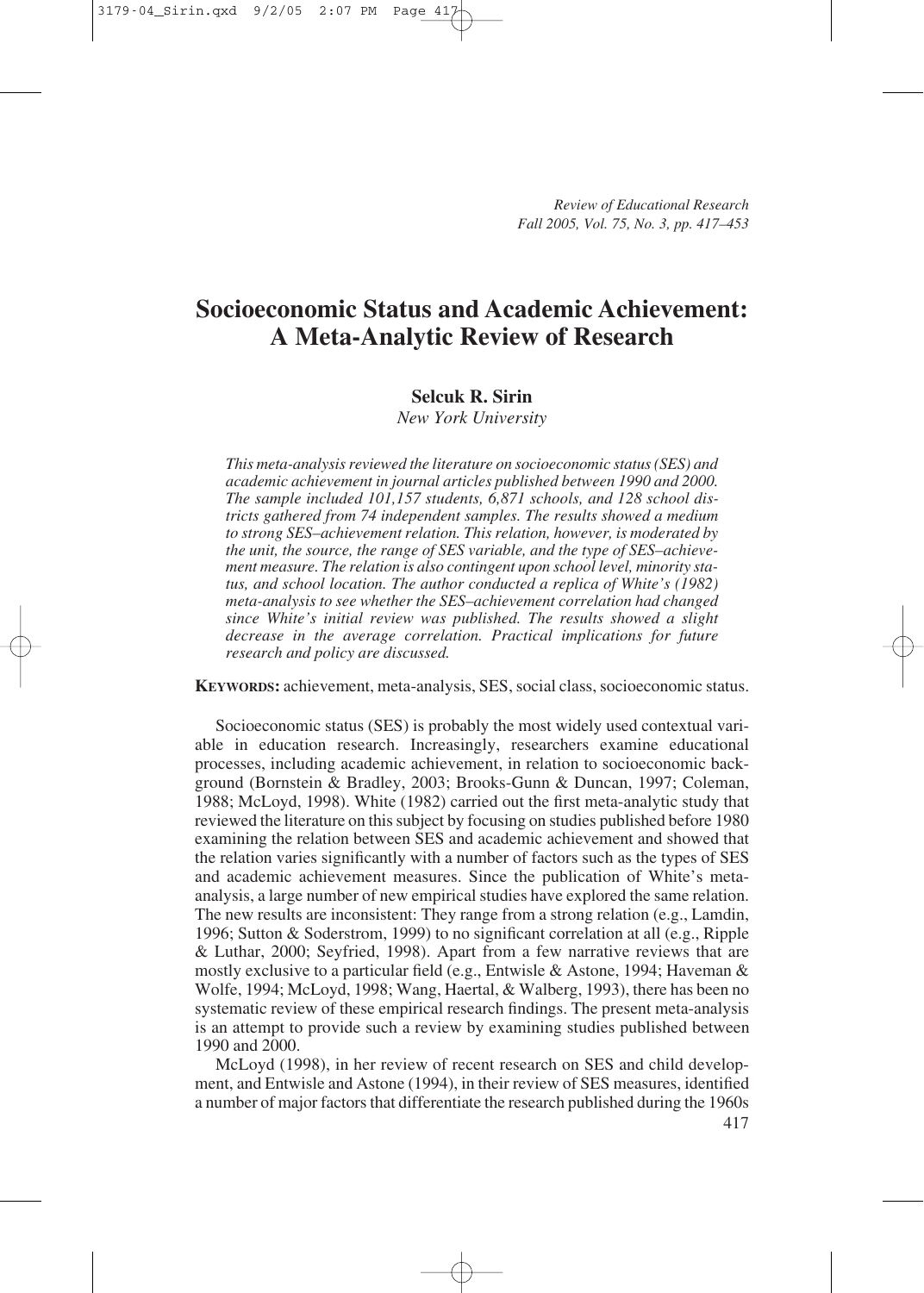# Socioeconomic Status and Academic Achievement: A Meta-Analytic Review of Research

**Selcuk R. Sirin**

*New York University*

*This meta-analysis reviewed the literature on socioeconomic status (SES) and academic achievement in journal articles published between 1990 and 2000. The sample included 101,157 students, 6,871 schools, and 128 school districts gathered from 74 independent samples. The results showed a medium to strong SES–achievement relation. This relation, however, is moderated by the unit, the source, the range of SES variable, and the type of SES–achievement measure. The relation is also contingent upon school level, minority status, and school location. The author conducted a replica of White's (1982) meta-analysis to see whether the SES–achievement correlation had changed since White's initial review was published. The results showed a slight decrease in the average correlation. Practical implications for future research and policy are discussed.*

**KEYWORDS:** achievement, meta-analysis, SES, social class, socioeconomic status.

Socioeconomic status (SES) is probably the most widely used contextual variable in education research. Increasingly, researchers examine educational processes, including academic achievement, in relation to socioeconomic background (Bornstein & Bradley, 2003; Brooks-Gunn & Duncan, 1997; Coleman, 1988; McLoyd, 1998). White (1982) carried out the first meta-analytic study that reviewed the literature on this subject by focusing on studies published before 1980 examining the relation between SES and academic achievement and showed that the relation varies significantly with a number of factors such as the types of SES and academic achievement measures. Since the publication of White's meta-analysis, a large number of new empirical studies have explored the same relation. The new results are inconsistent: They range from a strong relation (e.g., Lamdin, 1996; Sutton & Soderstrom, 1999) to no significant correlation at all (e.g., Ripple & Luthar, 2000; Seyfried, 1998). Apart from a few narrative reviews that are mostly exclusive to a particular field (e.g., Entwisle & Astone, 1994; Haveman & Wolfe, 1994; McLoyd, 1998; Wang, Haertal, & Walberg, 1993), there has been no systematic review of these empirical research findings. The present meta-analysis is an attempt to provide such a review by examining studies published between 1990 and 2000.

McLoyd (1998), in her review of recent research on SES and child development, and Entwisle and Astone (1994), in their review of SES measures, identified a number of major factors that differentiate the research published during the 1960s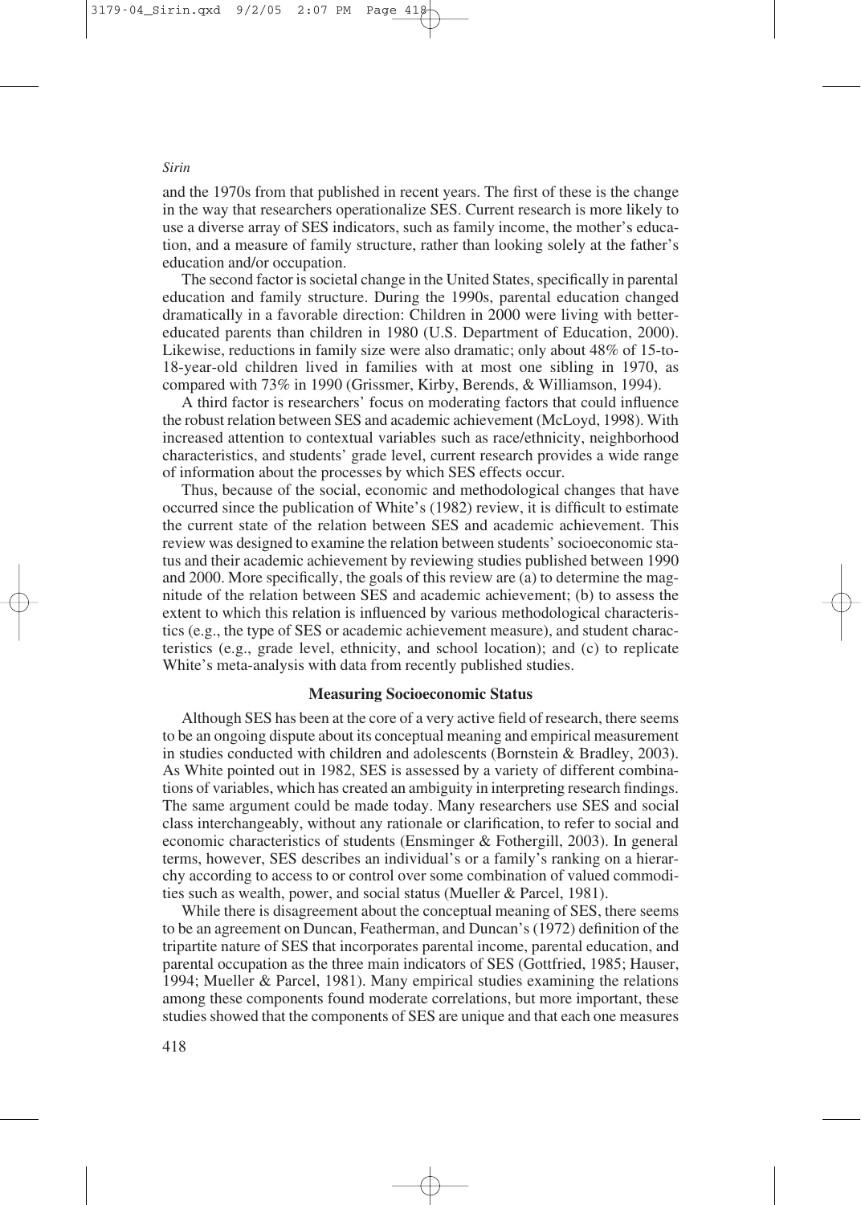and the 1970s from that published in recent years. The first of these is the change in the way that researchers operationalize SES. Current research is more likely to use a diverse array of SES indicators, such as family income, the mother's education, and a measure of family structure, rather than looking solely at the father's education and/or occupation.

The second factor is societal change in the United States, specifically in parental education and family structure. During the 1990s, parental education changed dramatically in a favorable direction: Children in 2000 were living with better-educated parents than children in 1980 (U.S. Department of Education, 2000). Likewise, reductions in family size were also dramatic; only about 48% of 15-to-18-year-old children lived in families with at most one sibling in 1970, as compared with 73% in 1990 (Grissmer, Kirby, Berends, & Williamson, 1994).

A third factor is researchers' focus on moderating factors that could influence the robust relation between SES and academic achievement (McLoyd, 1998). With increased attention to contextual variables such as race/ethnicity, neighborhood characteristics, and students' grade level, current research provides a wide range of information about the processes by which SES effects occur.

Thus, because of the social, economic and methodological changes that have occurred since the publication of White's (1982) review, it is difficult to estimate the current state of the relation between SES and academic achievement. This review was designed to examine the relation between students' socioeconomic status and their academic achievement by reviewing studies published between 1990 and 2000. More specifically, the goals of this review are (a) to determine the magnitude of the relation between SES and academic achievement; (b) to assess the extent to which this relation is influenced by various methodological characteristics (e.g., the type of SES or academic achievement measure), and student characteristics (e.g., grade level, ethnicity, and school location); and (c) to replicate White's meta-analysis with data from recently published studies.

## Measuring Socioeconomic Status

Although SES has been at the core of a very active field of research, there seems to be an ongoing dispute about its conceptual meaning and empirical measurement in studies conducted with children and adolescents (Bornstein & Bradley, 2003). As White pointed out in 1982, SES is assessed by a variety of different combinations of variables, which has created an ambiguity in interpreting research findings. The same argument could be made today. Many researchers use SES and social class interchangeably, without any rationale or clarification, to refer to social and economic characteristics of students (Ensminger & Fothergill, 2003). In general terms, however, SES describes an individual's or a family's ranking on a hierarchy according to access to or control over some combination of valued commodities such as wealth, power, and social status (Mueller & Parcel, 1981).

While there is disagreement about the conceptual meaning of SES, there seems to be an agreement on Duncan, Featherman, and Duncan's (1972) definition of the tripartite nature of SES that incorporates parental income, parental education, and parental occupation as the three main indicators of SES (Gottfried, 1985; Hauser, 1994; Mueller & Parcel, 1981). Many empirical studies examining the relations among these components found moderate correlations, but more important, these studies showed that the components of SES are unique and that each one measures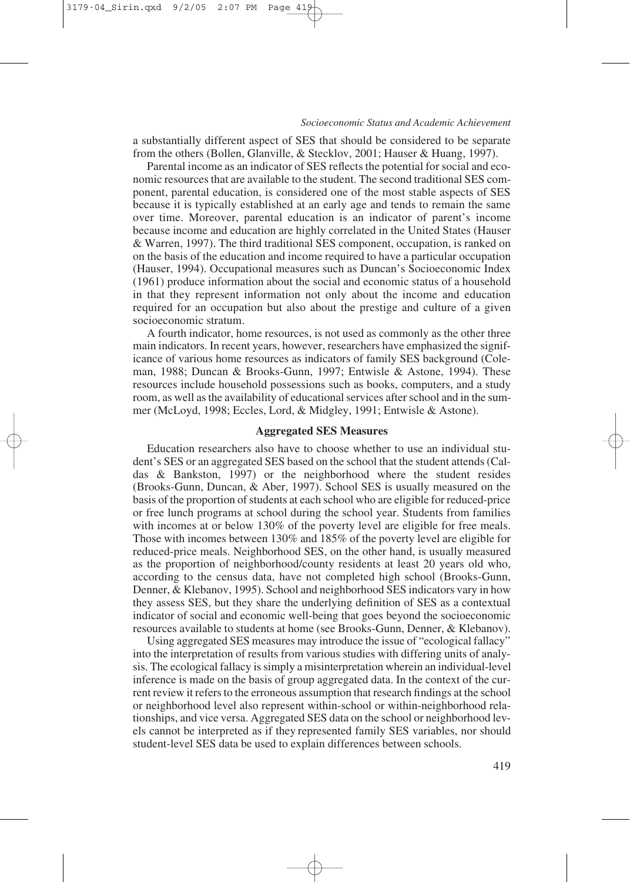a substantially different aspect of SES that should be considered to be separate from the others (Bollen, Glanville, & Stecklov, 2001; Hauser & Huang, 1997).

Parental income as an indicator of SES reflects the potential for social and economic resources that are available to the student. The second traditional SES component, parental education, is considered one of the most stable aspects of SES because it is typically established at an early age and tends to remain the same over time. Moreover, parental education is an indicator of parent's income because income and education are highly correlated in the United States (Hauser & Warren, 1997). The third traditional SES component, occupation, is ranked on on the basis of the education and income required to have a particular occupation (Hauser, 1994). Occupational measures such as Duncan's Socioeconomic Index (1961) produce information about the social and economic status of a household in that they represent information not only about the income and education required for an occupation but also about the prestige and culture of a given socioeconomic stratum.

A fourth indicator, home resources, is not used as commonly as the other three main indicators. In recent years, however, researchers have emphasized the significance of various home resources as indicators of family SES background (Coleman, 1988; Duncan & Brooks-Gunn, 1997; Entwisle & Astone, 1994). These resources include household possessions such as books, computers, and a study room, as well as the availability of educational services after school and in the summer (McLoyd, 1998; Eccles, Lord, & Midgley, 1991; Entwisle & Astone).

### Aggregated SES Measures

Education researchers also have to choose whether to use an individual student's SES or an aggregated SES based on the school that the student attends (Caldas & Bankston, 1997) or the neighborhood where the student resides (Brooks-Gunn, Duncan, & Aber, 1997). School SES is usually measured on the basis of the proportion of students at each school who are eligible for reduced-price or free lunch programs at school during the school year. Students from families with incomes at or below 130% of the poverty level are eligible for free meals. Those with incomes between 130% and 185% of the poverty level are eligible for reduced-price meals. Neighborhood SES, on the other hand, is usually measured as the proportion of neighborhood/county residents at least 20 years old who, according to the census data, have not completed high school (Brooks-Gunn, Denner, & Klebanov, 1995). School and neighborhood SES indicators vary in how they assess SES, but they share the underlying definition of SES as a contextual indicator of social and economic well-being that goes beyond the socioeconomic resources available to students at home (see Brooks-Gunn, Denner, & Klebanov).

Using aggregated SES measures may introduce the issue of "ecological fallacy" into the interpretation of results from various studies with differing units of analysis. The ecological fallacy is simply a misinterpretation wherein an individual-level inference is made on the basis of group aggregated data. In the context of the current review it refers to the erroneous assumption that research findings at the school or neighborhood level also represent within-school or within-neighborhood relationships, and vice versa. Aggregated SES data on the school or neighborhood levels cannot be interpreted as if they represented family SES variables, nor should student-level SES data be used to explain differences between schools.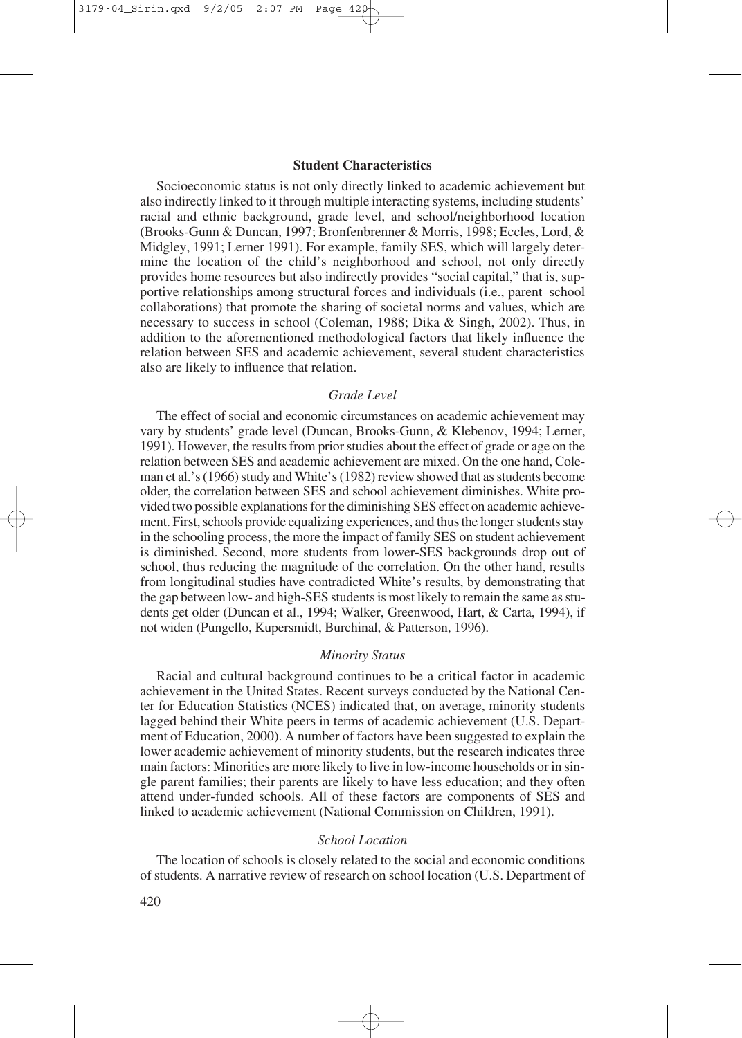## Student Characteristics

Socioeconomic status is not only directly linked to academic achievement but also indirectly linked to it through multiple interacting systems, including students' racial and ethnic background, grade level, and school/neighborhood location (Brooks-Gunn & Duncan, 1997; Bronfenbrenner & Morris, 1998; Eccles, Lord, & Midgley, 1991; Lerner 1991). For example, family SES, which will largely determine the location of the child's neighborhood and school, not only directly provides home resources but also indirectly provides "social capital," that is, supportive relationships among structural forces and individuals (i.e., parent–school collaborations) that promote the sharing of societal norms and values, which are necessary to success in school (Coleman, 1988; Dika & Singh, 2002). Thus, in addition to the aforementioned methodological factors that likely influence the relation between SES and academic achievement, several student characteristics also are likely to influence that relation.

### *Grade Level*

The effect of social and economic circumstances on academic achievement may vary by students' grade level (Duncan, Brooks-Gunn, & Klebenov, 1994; Lerner, 1991). However, the results from prior studies about the effect of grade or age on the relation between SES and academic achievement are mixed. On the one hand, Coleman et al.'s (1966) study and White's (1982) review showed that as students become older, the correlation between SES and school achievement diminishes. White provided two possible explanations for the diminishing SES effect on academic achievement. First, schools provide equalizing experiences, and thus the longer students stay in the schooling process, the more the impact of family SES on student achievement is diminished. Second, more students from lower-SES backgrounds drop out of school, thus reducing the magnitude of the correlation. On the other hand, results from longitudinal studies have contradicted White's results, by demonstrating that the gap between low- and high-SES students is most likely to remain the same as students get older (Duncan et al., 1994; Walker, Greenwood, Hart, & Carta, 1994), if not widen (Pungello, Kupersmidt, Burchinal, & Patterson, 1996).

### *Minority Status*

Racial and cultural background continues to be a critical factor in academic achievement in the United States. Recent surveys conducted by the National Center for Education Statistics (NCES) indicated that, on average, minority students lagged behind their White peers in terms of academic achievement (U.S. Department of Education, 2000). A number of factors have been suggested to explain the lower academic achievement of minority students, but the research indicates three main factors: Minorities are more likely to live in low-income households or in single parent families; their parents are likely to have less education; and they often attend under-funded schools. All of these factors are components of SES and linked to academic achievement (National Commission on Children, 1991).

### *School Location*

The location of schools is closely related to the social and economic conditions of students. A narrative review of research on school location (U.S. Department of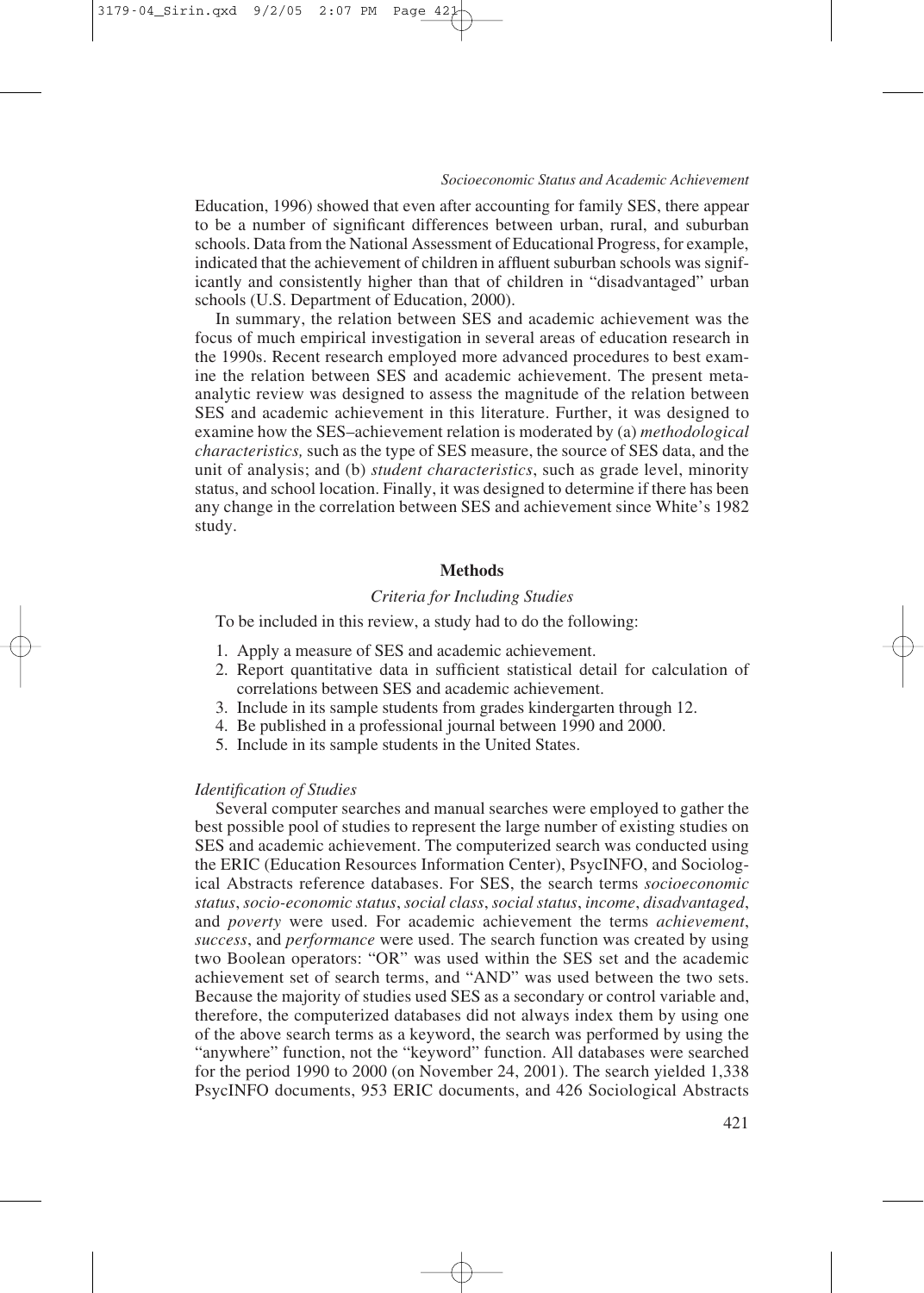Education, 1996) showed that even after accounting for family SES, there appear to be a number of significant differences between urban, rural, and suburban schools. Data from the National Assessment of Educational Progress, for example, indicated that the achievement of children in affluent suburban schools was significantly and consistently higher than that of children in "disadvantaged" urban schools (U.S. Department of Education, 2000).

In summary, the relation between SES and academic achievement was the focus of much empirical investigation in several areas of education research in the 1990s. Recent research employed more advanced procedures to best examine the relation between SES and academic achievement. The present meta-analytic review was designed to assess the magnitude of the relation between SES and academic achievement in this literature. Further, it was designed to examine how the SES–achievement relation is moderated by (a) *methodological characteristics,* such as the type of SES measure, the source of SES data, and the unit of analysis; and (b) *student characteristics*, such as grade level, minority status, and school location. Finally, it was designed to determine if there has been any change in the correlation between SES and achievement since White's 1982 study.

## Methods

### *Criteria for Including Studies*

To be included in this review, a study had to do the following:

1. Apply a measure of SES and academic achievement.
2. Report quantitative data in sufficient statistical detail for calculation of correlations between SES and academic achievement.
3. Include in its sample students from grades kindergarten through 12.
4. Be published in a professional journal between 1990 and 2000.
5. Include in its sample students in the United States.

#### *Identification of Studies*

Several computer searches and manual searches were employed to gather the best possible pool of studies to represent the large number of existing studies on SES and academic achievement. The computerized search was conducted using the ERIC (Education Resources Information Center), PsycINFO, and Sociological Abstracts reference databases. For SES, the search terms *socioeconomic status*, *socio-economic status*, *social class*, *social status*, *income*, *disadvantaged*, and *poverty* were used. For academic achievement the terms *achievement*, *success*, and *performance* were used. The search function was created by using two Boolean operators: "OR" was used within the SES set and the academic achievement set of search terms, and "AND" was used between the two sets. Because the majority of studies used SES as a secondary or control variable and, therefore, the computerized databases did not always index them by using one of the above search terms as a keyword, the search was performed by using the "anywhere" function, not the "keyword" function. All databases were searched for the period 1990 to 2000 (on November 24, 2001). The search yielded 1,338 PsycINFO documents, 953 ERIC documents, and 426 Sociological Abstracts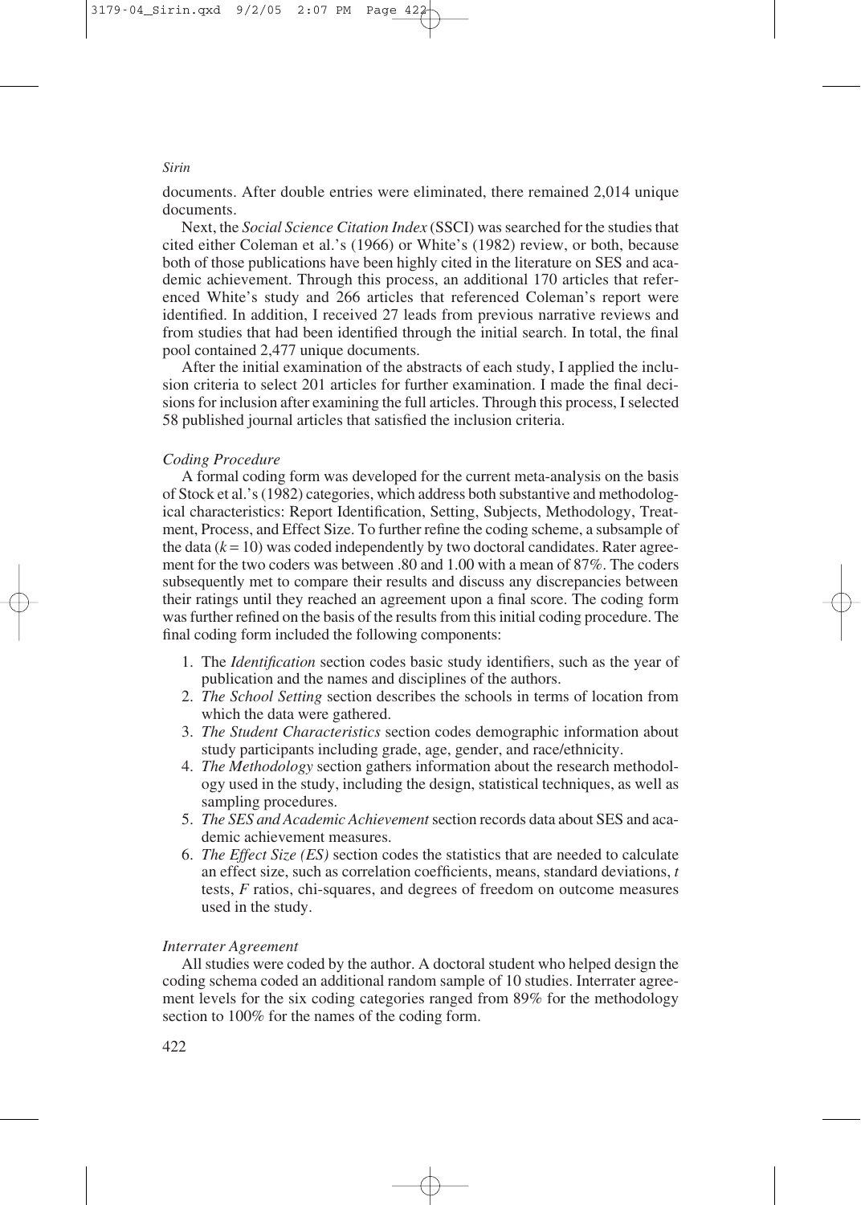documents. After double entries were eliminated, there remained 2,014 unique documents.

Next, the *Social Science Citation Index* (SSCI) was searched for the studies that cited either Coleman et al.'s (1966) or White's (1982) review, or both, because both of those publications have been highly cited in the literature on SES and academic achievement. Through this process, an additional 170 articles that referenced White's study and 266 articles that referenced Coleman's report were identified. In addition, I received 27 leads from previous narrative reviews and from studies that had been identified through the initial search. In total, the final pool contained 2,477 unique documents.

After the initial examination of the abstracts of each study, I applied the inclusion criteria to select 201 articles for further examination. I made the final decisions for inclusion after examining the full articles. Through this process, I selected 58 published journal articles that satisfied the inclusion criteria.

### *Coding Procedure*

A formal coding form was developed for the current meta-analysis on the basis of Stock et al.'s (1982) categories, which address both substantive and methodological characteristics: Report Identification, Setting, Subjects, Methodology, Treatment, Process, and Effect Size. To further refine the coding scheme, a subsample of the data ($k = 10$) was coded independently by two doctoral candidates. Rater agreement for the two coders was between .80 and 1.00 with a mean of 87%. The coders subsequently met to compare their results and discuss any discrepancies between their ratings until they reached an agreement upon a final score. The coding form was further refined on the basis of the results from this initial coding procedure. The final coding form included the following components:

1. The *Identification* section codes basic study identifiers, such as the year of publication and the names and disciplines of the authors.
2. *The School Setting* section describes the schools in terms of location from which the data were gathered.
3. *The Student Characteristics* section codes demographic information about study participants including grade, age, gender, and race/ethnicity.
4. *The Methodology* section gathers information about the research methodology used in the study, including the design, statistical techniques, as well as sampling procedures.
5. *The SES and Academic Achievement* section records data about SES and academic achievement measures.
6. *The Effect Size (ES)* section codes the statistics that are needed to calculate an effect size, such as correlation coefficients, means, standard deviations, *t* tests, *F* ratios, chi-squares, and degrees of freedom on outcome measures used in the study.

### *Interrater Agreement*

All studies were coded by the author. A doctoral student who helped design the coding schema coded an additional random sample of 10 studies. Interrater agreement levels for the six coding categories ranged from 89% for the methodology section to 100% for the names of the coding form.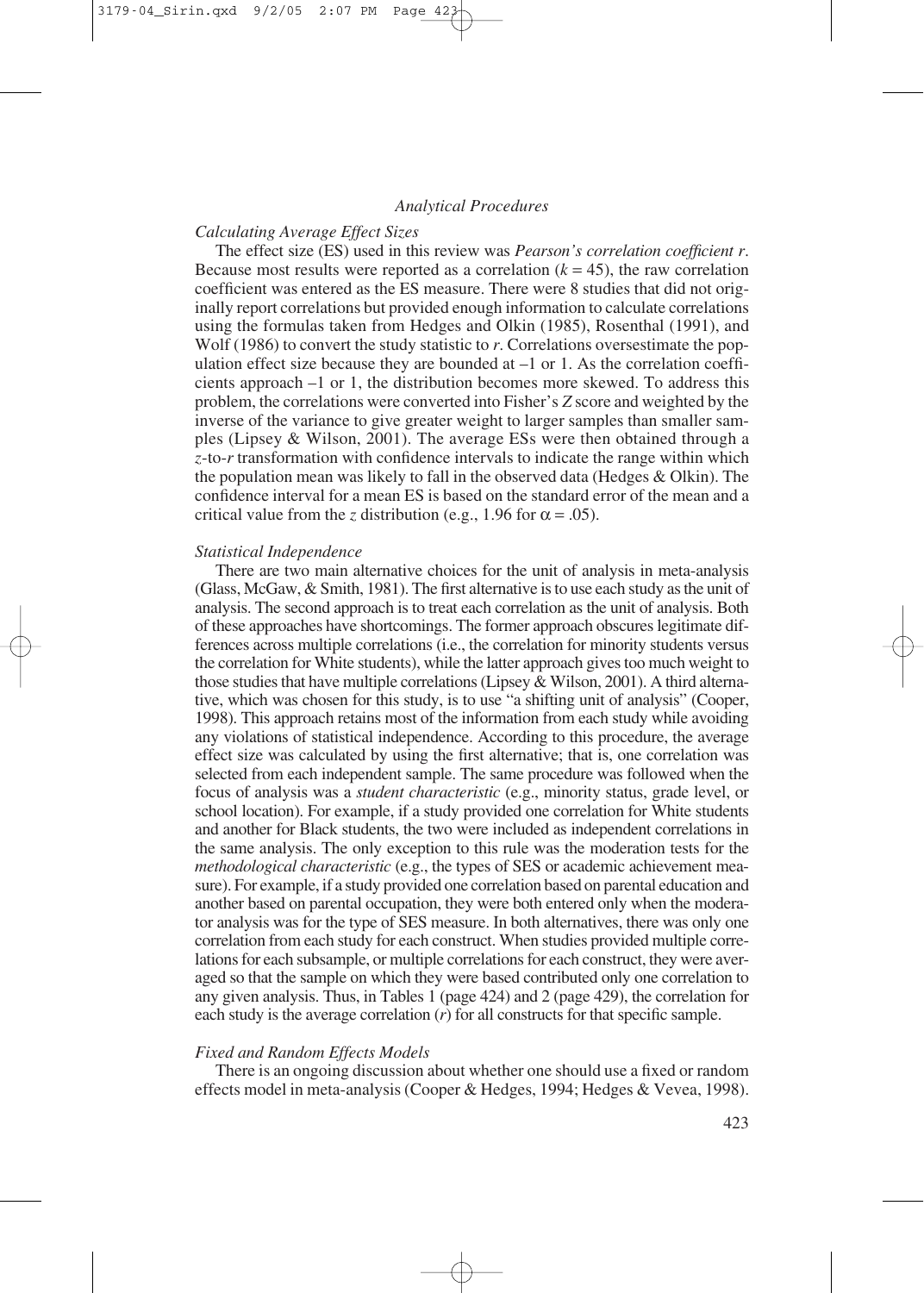## *Analytical Procedures*

### *Calculating Average Effect Sizes*

The effect size (ES) used in this review was *Pearson's correlation coefficient r*. Because most results were reported as a correlation ($k = 45$), the raw correlation coefficient was entered as the ES measure. There were 8 studies that did not originally report correlations but provided enough information to calculate correlations using the formulas taken from Hedges and Olkin (1985), Rosenthal (1991), and Wolf (1986) to convert the study statistic to *r*. Correlations oversestimate the population effect size because they are bounded at –1 or 1. As the correlation coefficients approach –1 or 1, the distribution becomes more skewed. To address this problem, the correlations were converted into Fisher's *Z* score and weighted by the inverse of the variance to give greater weight to larger samples than smaller samples (Lipsey & Wilson, 2001). The average ESs were then obtained through a *z*-to-*r* transformation with confidence intervals to indicate the range within which the population mean was likely to fall in the observed data (Hedges & Olkin). The confidence interval for a mean ES is based on the standard error of the mean and a critical value from the *z* distribution (e.g., 1.96 for $\alpha = .05$).

### *Statistical Independence*

There are two main alternative choices for the unit of analysis in meta-analysis (Glass, McGaw, & Smith, 1981). The first alternative is to use each study as the unit of analysis. The second approach is to treat each correlation as the unit of analysis. Both of these approaches have shortcomings. The former approach obscures legitimate differences across multiple correlations (i.e., the correlation for minority students versus the correlation for White students), while the latter approach gives too much weight to those studies that have multiple correlations (Lipsey & Wilson, 2001). A third alternative, which was chosen for this study, is to use "a shifting unit of analysis" (Cooper, 1998). This approach retains most of the information from each study while avoiding any violations of statistical independence. According to this procedure, the average effect size was calculated by using the first alternative; that is, one correlation was selected from each independent sample. The same procedure was followed when the focus of analysis was a *student characteristic* (e.g., minority status, grade level, or school location). For example, if a study provided one correlation for White students and another for Black students, the two were included as independent correlations in the same analysis. The only exception to this rule was the moderation tests for the *methodological characteristic* (e.g., the types of SES or academic achievement measure). For example, if a study provided one correlation based on parental education and another based on parental occupation, they were both entered only when the moderator analysis was for the type of SES measure. In both alternatives, there was only one correlation from each study for each construct. When studies provided multiple correlations for each subsample, or multiple correlations for each construct, they were averaged so that the sample on which they were based contributed only one correlation to any given analysis. Thus, in Tables 1 (page 424) and 2 (page 429), the correlation for each study is the average correlation (*r*) for all constructs for that specific sample.

### *Fixed and Random Effects Models*

There is an ongoing discussion about whether one should use a fixed or random effects model in meta-analysis (Cooper & Hedges, 1994; Hedges & Vevea, 1998).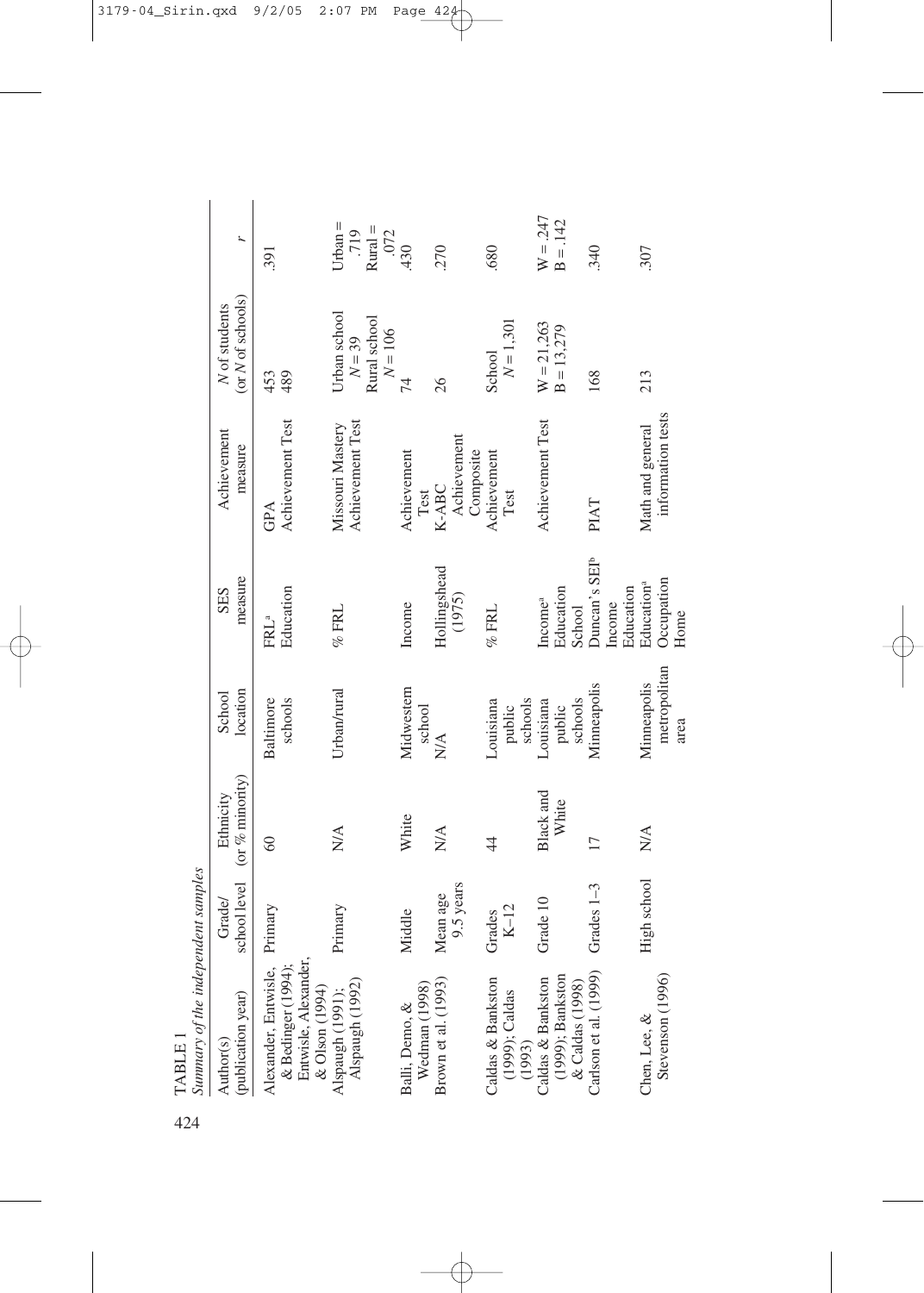TABLE 1

*Summary of the independent samples*

| Author(s) (publication year) | Grade/ school level | Ethnicity (or % minority) | School location | SES measure | Achievement measure | N of students (or N of schools) | r |
|---|---|---|---|---|---|---|---|
| Alexander, Entwisle, & Bedinger (1994); Entwisle, Alexander, & Olson (1994) | Primary | 60 | Baltimore schools | FRL[a] Education | GPA Achievement Test | 453 489 | .391 |
| Alspaugh (1991); Alspaugh (1992) | Primary | N/A | Urban/rural | % FRL | Missouri Mastery Achievement Test | Urban school N = 39 Rural school N = 106 | Urban = .719 Rural = .072 |
| Balli, Demo, & Wedman (1998) | Middle | White | Midwestern school | Income | Achievement Test | 74 | .430 |
| Brown et al. (1993) | Mean age 9.5 years | N/A | N/A | Hollingshead (1975) | K-ABC Achievement Composite | 26 | .270 |
| Caldas & Bankston (1999); Caldas (1993) | Grades K–12 | 44 | Louisiana public schools | % FRL | Achievement Test | School N = 1,301 | .680 |
| Caldas & Bankston (1999); Bankston & Caldas (1998) | Grade 10 | Black and White | Louisiana public schools | Income[a] Education School | Achievement Test | W = 21,263 B = 13,279 | W = .247 B = .142 |
| Carlson et al. (1999) | Grades 1–3 | 17 | Minneapolis | Duncan's SEI[b] Income Education | PIAT | 168 | .340 |
| Chen, Lee, & Stevenson (1996) | High school | N/A | Minneapolis metropolitan area | Education[a] Occupation Home | Math and general information tests | 213 | .307 |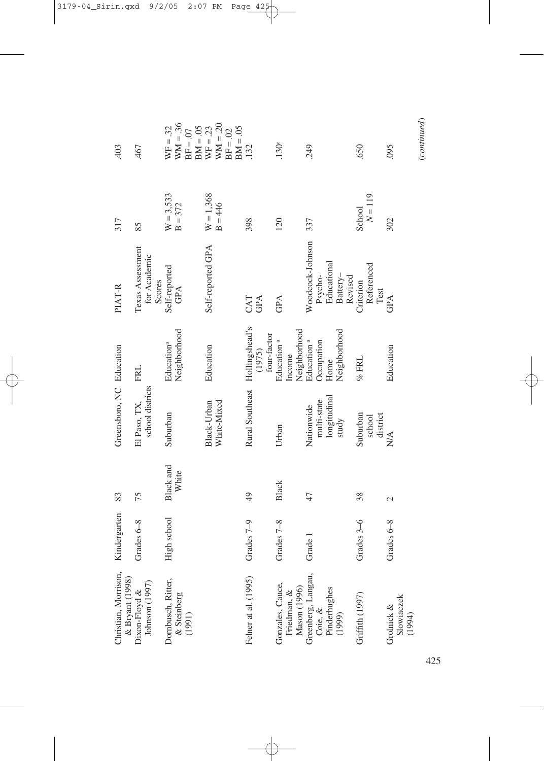| | | | | | | | | |
|---|---|---|---|---|---|---|---|---|
| Christian, Morrison, & Bryant (1998) | Kindergarten | 83 | | Greensboro, NC | Education | PIAT-R | 317 | .403 |
| Dixon-Floyd & Johnson (1997) | Grades 6–8 | 75 | | El Paso, TX, school districts | FRL | Texas Assessment for Academic Scores | 85 | .467 |
| Dornbusch, Ritter, & Steinberg (1991) | High school | | Black and White | Suburban | Education[a] Neighborhood | Self-reported GPA | W = 3,533 B = 372 | WF = .32 WM = .36 BF = .07 BM = .05 |
| | | | | Black-Urban White-Mixed | Education | Self-reported GPA | W = 1,368 B = 446 | WF = .23 WM = .20 BF = .02 BM = .05 |
| Felner at al. (1995) | Grades 7–9 | 49 | | Rural Southeast | Hollingshead's (1975) four-factor | CAT GPA | 398 | .132 |
| Gonzales, Cauce, Friedman, & Mason (1996) | Grades 7–8 | | Black | Urban | Education[a] Income Neighborhood | GPA | 120 | .130[c] |
| Greenberg, Langau, Coie, & Pinderhughes (1999) | Grade 1 | 47 | | Nationwide multi-state longitudinal study | Education[a] Occupation Home Neighborhood | Woodcock-Johnson Psycho-Educational Battery–Revised | 337 | .249 |
| Griffith (1997) | Grades 3–6 | 38 | | Suburban school district | % FRL | Criterion Referenced Test | School $N = 119$ | .650 |
| Grolnick & Slowiaczek (1994) | Grades 6–8 | 2 | | N/A | Education | GPA | 302 | .095 |

(*continued*)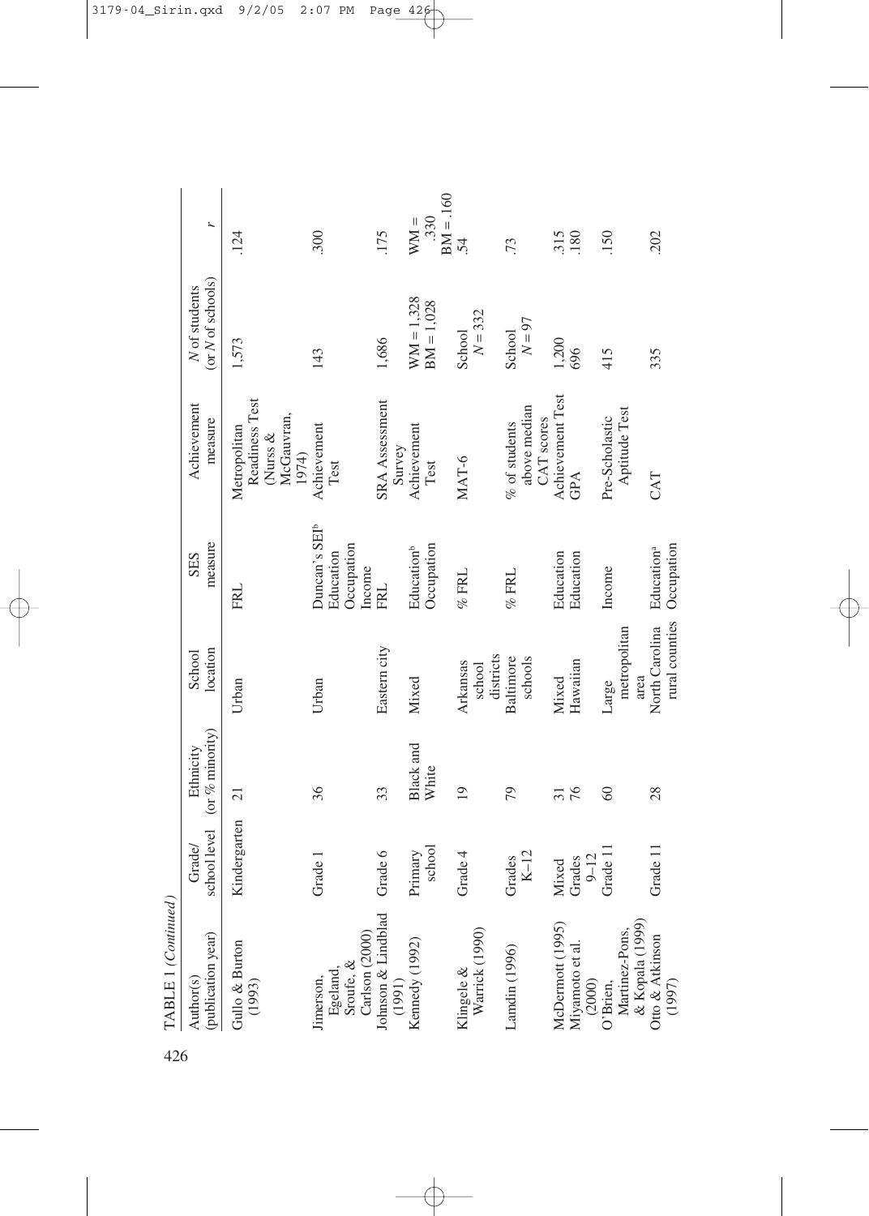TABLE 1 (*Continued*)

| Author(s) (publication year) | Grade/ school level | Ethnicity (or % minority) | School location | SES measure | Achievement measure | *N* of students (or *N* of schools) | *r* |
|---|---|---|---|---|---|---|---|
| Gullo & Burton (1993) | Kindergarten | 21 | Urban | FRL | Metropolitan Readiness Test (Nurss & McGauvran, 1974) | 1,573 | .124 |
| Jimerson, Egeland, Sroufe, & Carlson (2000) | Grade 1 | 36 | Urban | Duncan's SEI[b] Education Occupation Income | Achievement Test | 143 | .300 |
| Johnson & Lindblad (1991) | Grade 6 | 33 | Eastern city | FRL | SRA Assessment Survey | 1,686 | .175 |
| Kennedy (1992) | Primary school | Black and White | Mixed | Education[b] Occupation | Achievement Test | WM = 1,328 BM = 1,028 | WM = .330 BM = .160 |
| Klingele & Warrick (1990) | Grade 4 | 19 | Arkansas school districts | % FRL | MAT-6 | School *N* = 332 | .54 |
| Lamdin (1996) | Grades K–12 | 79 | Baltimore schools | % FRL | % of students above median CAT scores | School *N* = 97 | .73 |
| McDermott (1995) | Mixed | 31 | Mixed | Education | Achievement Test | 1,200 | .315 |
| Miyamoto et al. (2000) | Grades 9–12 | 76 | Hawaiian | Education | GPA | 696 | .180 |
| O'Brien, Martinez-Pons, & Kopala (1999) | Grade 11 | 60 | Large metropolitan area | Income | Pre-Scholastic Aptitude Test | 415 | .150 |
| Otto & Atkinson (1997) | Grade 11 | 28 | North Carolina rural counties | Education[a] Occupation | CAT | 335 | .202 |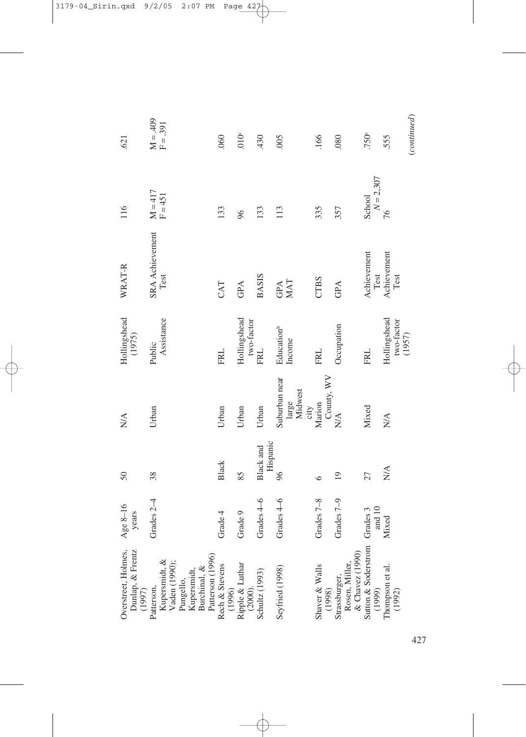| | | | | | | | | |
|---|---|---|---|---|---|---|---|---|
| Overstreet, Holmes, Dunlap, & Frentz (1997) | Age 8–16 years | 50 | N/A | Hollingshead (1975) | WRAT-R | 116 | .621 |
| Patterson, Kupersmidt, & Vaden (1990); Pungello, Kupersmidt, Burchinal, & Patterson (1996) | Grades 2–4 | 38 | Urban | Public Assistance | SRA Achievement Test | M = 417 F = 451 | M = .409 F = .391 |
| Rech & Stevens (1996) | Grade 4 | Black | Urban | FRL | CAT | 133 | .060 |
| Ripple & Luthar (2000). | Grade 9 | 85 | Urban | Hollingshead two-factor | GPA | 96 | .010[c] |
| Schultz (1993) | Grades 4–6 | Black and Hispanic | Urban | FRL | BASIS | 133 | .430 |
| Seyfried (1998) | Grades 4–6 | 96 | Suburban near large Midwest city | Education[b] Income | GPA MAT | 113 | .005 |
| Shaver & Walls (1998) | Grades 7–8 | 6 | Marion County, WV | FRL | CTBS | 335 | .166 |
| Strassburger, Rosen, Miller, & Chavez (1990) | Grades 7–9 | 19 | N/A | Occupation | GPA | 357 | .080 |
| Sutton & Soderstrom (1999) | Grades 3 and 10 | 27 | Mixed | FRL | Achievement Test | School $N = 2{,}307$ | .750[c] |
| Thompson et al. (1992) | Mixed | N/A | N/A | Hollingshead two-factor (1957) | Achievement Test | 76 | .555 |

*(continued)*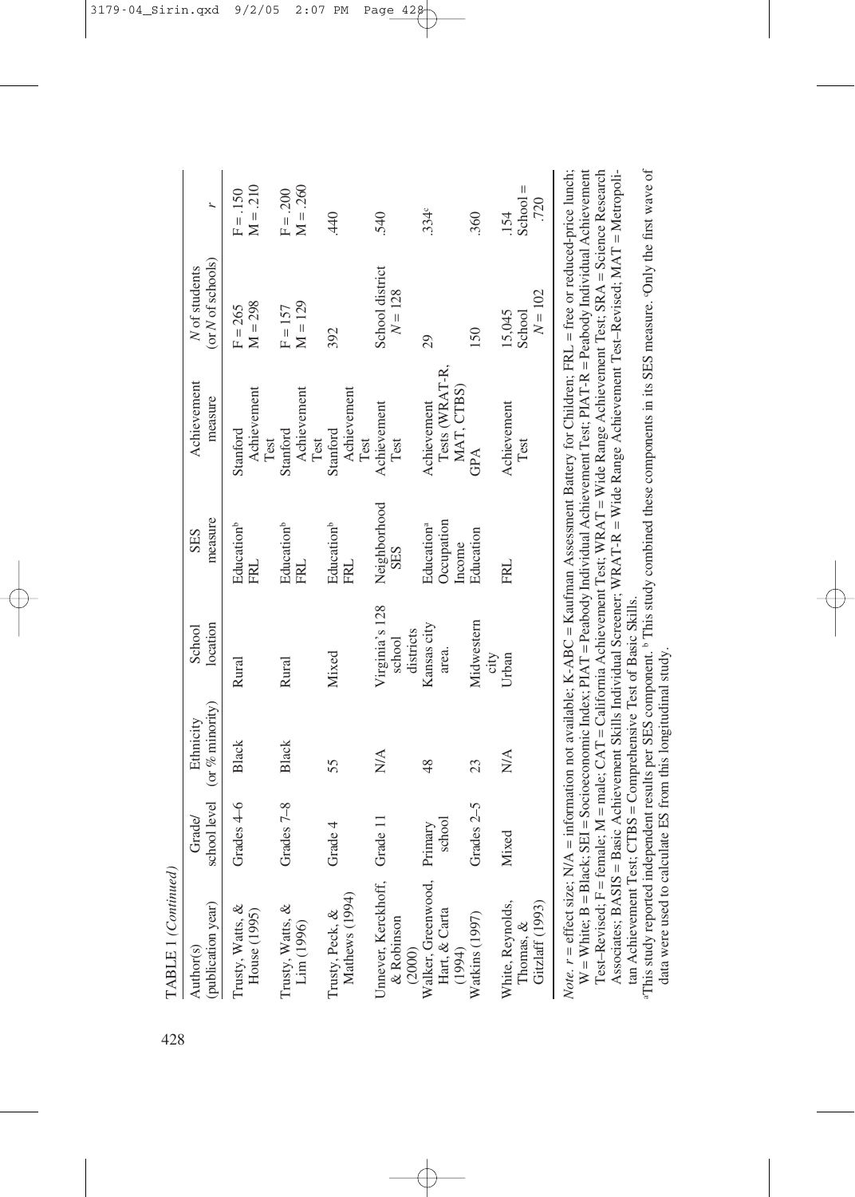TABLE 1 *(Continued)*

| Author(s) (publication year) | Grade/ school level | Ethnicity (or % minority) | School location | SES measure | Achievement measure | *N* of students (or *N* of schools) | *r* |
|---|---|---|---|---|---|---|---|
| Trusty, Watts, & House (1995) | Grades 4–6 | Black | Rural | Education[b] FRL | Stanford Achievement Test | F = 265 M = 298 | F = .150 M = .210 |
| Trusty, Watts, & Lim (1996) | Grades 7–8 | Black | Rural | Education[b] FRL | Stanford Achievement Test | F = 157 M = 129 | F = .200 M = .260 |
| Trusty, Peck, & Mathews (1994) | Grade 4 | 55 | Mixed | Education[b] FRL | Stanford Achievement Test | 392 | .440 |
| Unnever, Kerckhoff, & Robinson (2000) | Grade 11 | N/A | Virginia's 128 school districts | Neighborhood SES | Achievement Test | School district *N* = 128 | .540 |
| Walker, Greenwood, Hart, & Carta (1994) | Primary school | 48 | Kansas city area. | Education[a] Occupation Income | Achievement Tests (WRAT-R, MAT, CTBS) | 29 | .334[c] |
| Watkins (1997) | Grades 2–5 | 23 | Midwestern city | Education | GPA | 150 | .360 |
| White, Reynolds, Thomas, & Gitzlaff (1993) | Mixed | N/A | Urban | FRL | Achievement Test | 15,045 School *N* = 102 | .154 School = .720 |

*Note*. *r* = effect size; N/A = information not available; K-ABC = Kaufman Assessment Battery for Children; FRL = free or reduced-price lunch; W = White; B = Black; SEI = Socioeconomic Index; PIAT = Peabody Individual Achievement Test; PIAT-R = Peabody Individual Achievement Test–Revised; F = female; M = male; CAT = California Achievement Test; WRAT = Wide Range Achievement Test; SRA = Science Research Associates; BASIS = Basic Achievement Skills Individual Screener; WRAT-R = Wide Range Achievement Test–Revised; MAT = Metropolitan Achievement Test; CTBS = Comprehensive Test of Basic Skills.

[a]This study reported independent results per SES component. [b]This study combined these components in its SES measure. [c]Only the first wave of data were used to calculate ES from this longitudinal study.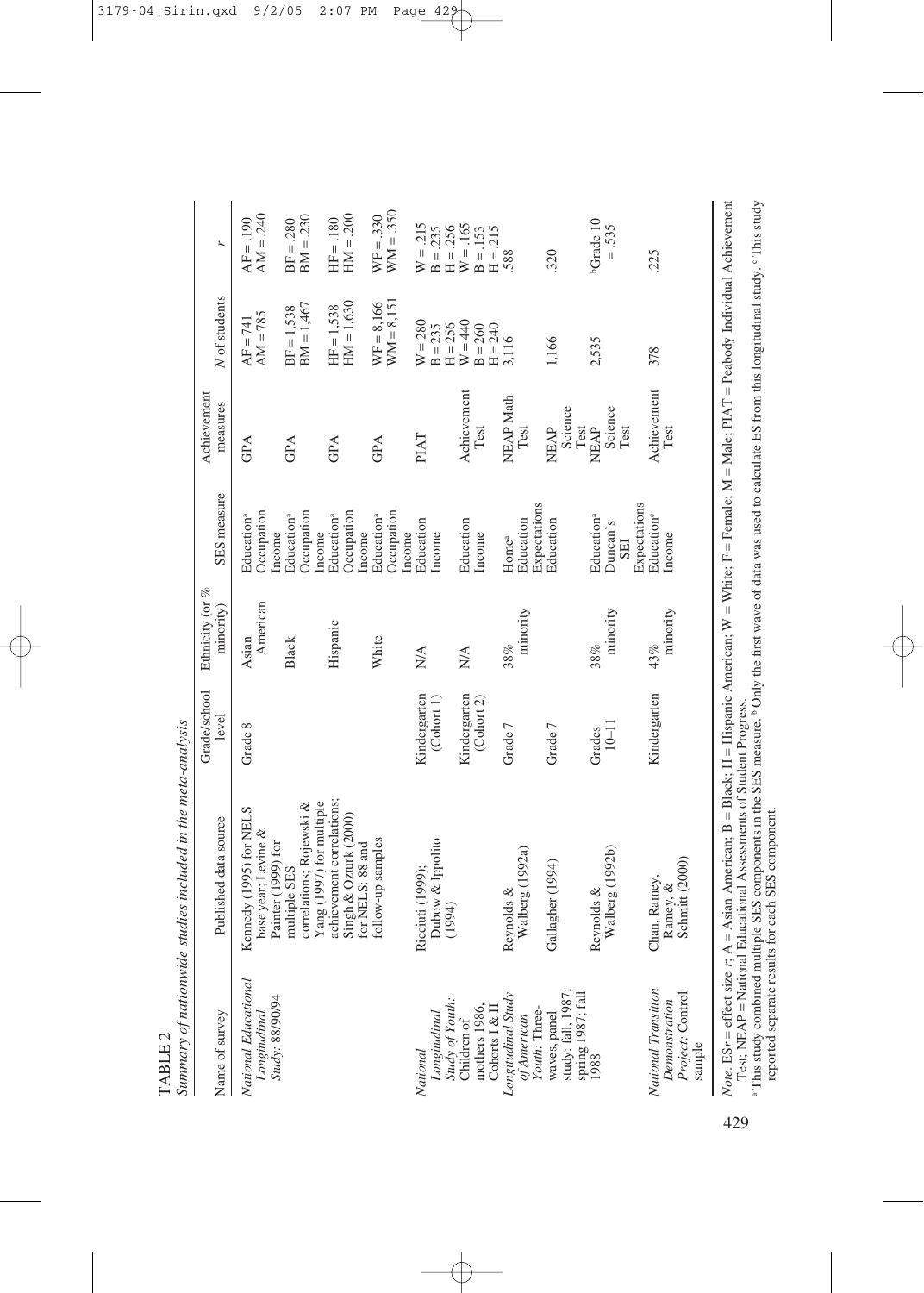TABLE 2

*Summary of nationwide studies included in the meta-analysis*

| Name of survey | Published data source | Grade/school level | Ethnicity (or % minority) | SES measure | Achievement measures | N of students | r |
|---|---|---|---|---|---|---|---|
| *National Educational Longitudinal Study*: 88/90/94 | Kennedy (1995) for NELS base year; Levine & Painter (1999) for multiple SES correlations; Rojewski & Yang (1997) for multiple achievement correlations; Singh & Ozturk (2000) for NELS: 88 and follow-up samples | Grade 8 | Asian American | Education[a] Occupation Income | GPA | AF = 741 AM = 785 | AF = .190 AM = .240 |
| | | | Black | Education[a] Occupation Income | GPA | BF = 1,538 BM = 1,467 | BF = .280 BM = .230 |
| | | | Hispanic | Education[a] Occupation Income | GPA | HF = 1,538 HM = 1,630 | HF = .180 HM = .200 |
| | | | White | Education[a] Occupation Income | GPA | WF = 8,166 WM = 8,151 | WF = .330 WM = .350 |
| *National Longitudinal Study of Youth*: Children of mothers 1986, Cohorts I & II | Ricciuti (1999); Dubow & Ippolito (1994) | Kindergarten (Cohort 1) | N/A | Education Income | PIAT | W = 280 B = 235 H = 256 | W = .215 B = .235 H = .256 |
| | | Kindergarten (Cohort 2) | N/A | Education Income | Achievement Test | W = 440 B = 260 H = 240 | W = .165 B = .153 H = .215 |
| *Longitudinal Study of American Youth*: Three-waves, panel study: fall, 1987; spring 1987; fall 1988 | Reynolds & Walberg (1992a) | Grade 7 | 38% minority | Home[a] Education Expectations | NEAP Math Test | 3,116 | .588 |
| | Gallagher (1994) | Grade 7 | | Education | NEAP Science Test | 1,166 | .320 |
| | Reynolds & Walberg (1992b) | Grades 10–11 | 38% minority | Education[a] Duncan's SEI Expectations | NEAP Science Test | 2,535 | [b]Grade 10 = .535 |
| *National Transition Demonstration Project*: Control sample | Chan, Ramey, Ramey, & Schmitt (2000) | Kindergarten | 43% minority | Education[c] Income | Achievement Test | 378 | .225 |

*Note*. ES*r* = effect size *r*, A = Asian American; B = Black; H = Hispanic American; W = White; F = Female; M = Male; PIAT = Peabody Individual Achievement Test; NEAP = National Educational Assessments of Student Progress.

[a] This study combined multiple SES components in the SES measure. [b] Only the first wave of data was used to calculate ES from this longitudinal study. [c] This study reported separate results for each SES component.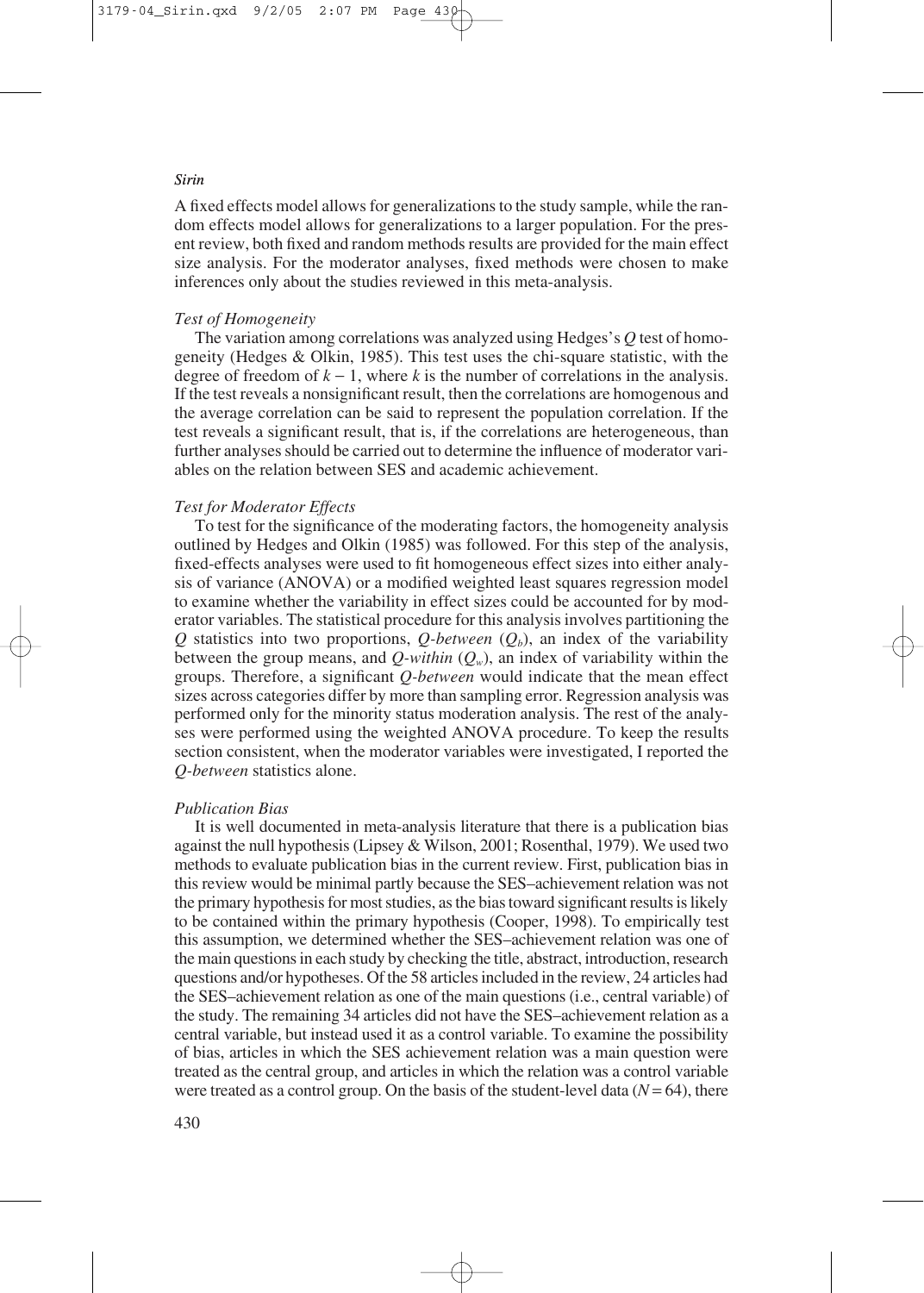A fixed effects model allows for generalizations to the study sample, while the random effects model allows for generalizations to a larger population. For the present review, both fixed and random methods results are provided for the main effect size analysis. For the moderator analyses, fixed methods were chosen to make inferences only about the studies reviewed in this meta-analysis.

### *Test of Homogeneity*

The variation among correlations was analyzed using Hedges's $Q$ test of homogeneity (Hedges & Olkin, 1985). This test uses the chi-square statistic, with the degree of freedom of $k - 1$, where $k$ is the number of correlations in the analysis. If the test reveals a nonsignificant result, then the correlations are homogenous and the average correlation can be said to represent the population correlation. If the test reveals a significant result, that is, if the correlations are heterogeneous, than further analyses should be carried out to determine the influence of moderator variables on the relation between SES and academic achievement.

### *Test for Moderator Effects*

To test for the significance of the moderating factors, the homogeneity analysis outlined by Hedges and Olkin (1985) was followed. For this step of the analysis, fixed-effects analyses were used to fit homogeneous effect sizes into either analysis of variance (ANOVA) or a modified weighted least squares regression model to examine whether the variability in effect sizes could be accounted for by moderator variables. The statistical procedure for this analysis involves partitioning the $Q$ statistics into two proportions, *Q-between* ($Q_b$), an index of the variability between the group means, and *Q-within* ($Q_w$), an index of variability within the groups. Therefore, a significant *Q-between* would indicate that the mean effect sizes across categories differ by more than sampling error. Regression analysis was performed only for the minority status moderation analysis. The rest of the analyses were performed using the weighted ANOVA procedure. To keep the results section consistent, when the moderator variables were investigated, I reported the *Q-between* statistics alone.

### *Publication Bias*

It is well documented in meta-analysis literature that there is a publication bias against the null hypothesis (Lipsey & Wilson, 2001; Rosenthal, 1979). We used two methods to evaluate publication bias in the current review. First, publication bias in this review would be minimal partly because the SES–achievement relation was not the primary hypothesis for most studies, as the bias toward significant results is likely to be contained within the primary hypothesis (Cooper, 1998). To empirically test this assumption, we determined whether the SES–achievement relation was one of the main questions in each study by checking the title, abstract, introduction, research questions and/or hypotheses. Of the 58 articles included in the review, 24 articles had the SES–achievement relation as one of the main questions (i.e., central variable) of the study. The remaining 34 articles did not have the SES–achievement relation as a central variable, but instead used it as a control variable. To examine the possibility of bias, articles in which the SES achievement relation was a main question were treated as the central group, and articles in which the relation was a control variable were treated as a control group. On the basis of the student-level data ($N = 64$), there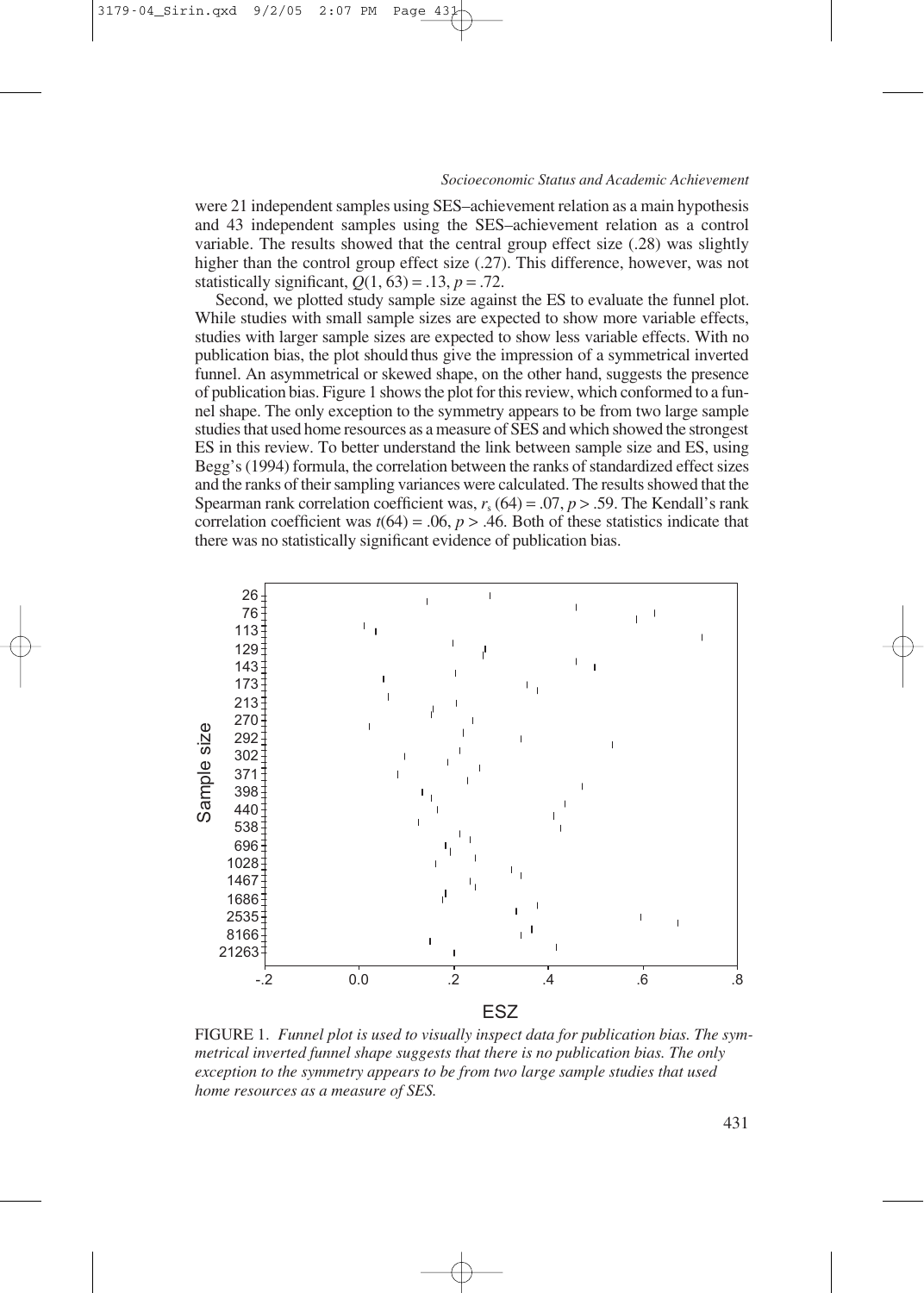were 21 independent samples using SES–achievement relation as a main hypothesis and 43 independent samples using the SES–achievement relation as a control variable. The results showed that the central group effect size (.28) was slightly higher than the control group effect size (.27). This difference, however, was not statistically significant, $Q(1, 63) = .13$, $p = .72$.

Second, we plotted study sample size against the ES to evaluate the funnel plot. While studies with small sample sizes are expected to show more variable effects, studies with larger sample sizes are expected to show less variable effects. With no publication bias, the plot should thus give the impression of a symmetrical inverted funnel. An asymmetrical or skewed shape, on the other hand, suggests the presence of publication bias. Figure 1 shows the plot for this review, which conformed to a funnel shape. The only exception to the symmetry appears to be from two large sample studies that used home resources as a measure of SES and which showed the strongest ES in this review. To better understand the link between sample size and ES, using Begg's (1994) formula, the correlation between the ranks of standardized effect sizes and the ranks of their sampling variances were calculated. The results showed that the Spearman rank correlation coefficient was, $r_s(64) = .07$, $p > .59$. The Kendall's rank correlation coefficient was $t(64) = .06$, $p > .46$. Both of these statistics indicate that there was no statistically significant evidence of publication bias.

FIGURE 1. *Funnel plot is used to visually inspect data for publication bias. The symmetrical inverted funnel shape suggests that there is no publication bias. The only exception to the symmetry appears to be from two large sample studies that used home resources as a measure of SES.*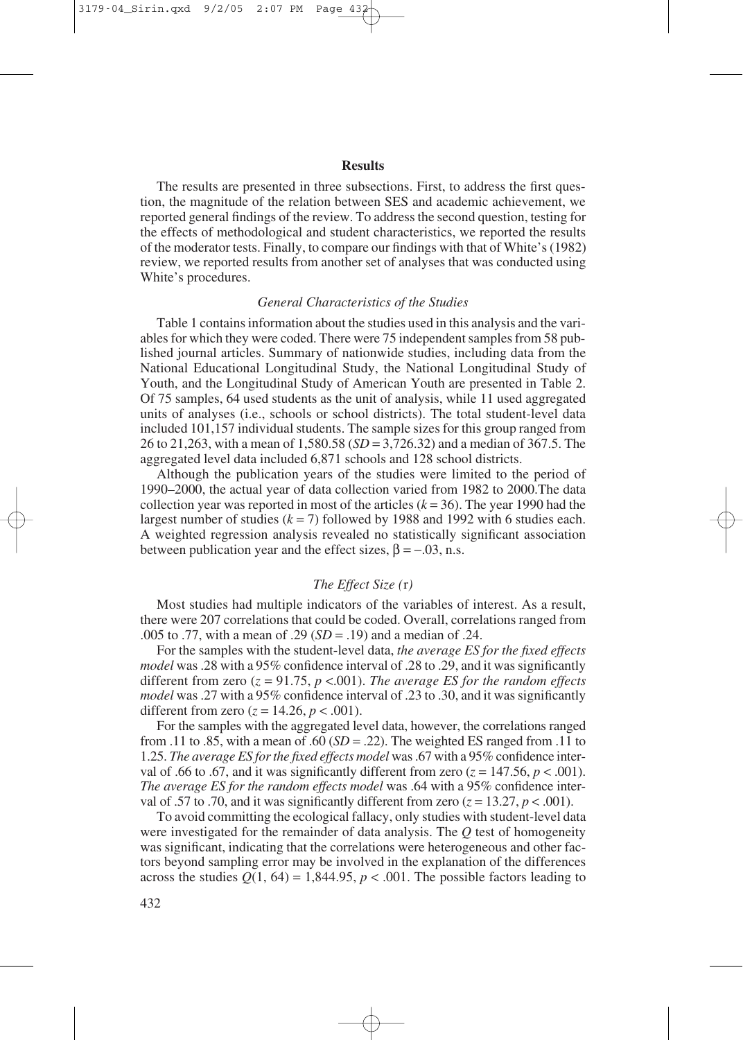## Results

The results are presented in three subsections. First, to address the first question, the magnitude of the relation between SES and academic achievement, we reported general findings of the review. To address the second question, testing for the effects of methodological and student characteristics, we reported the results of the moderator tests. Finally, to compare our findings with that of White's (1982) review, we reported results from another set of analyses that was conducted using White's procedures.

### *General Characteristics of the Studies*

Table 1 contains information about the studies used in this analysis and the variables for which they were coded. There were 75 independent samples from 58 published journal articles. Summary of nationwide studies, including data from the National Educational Longitudinal Study, the National Longitudinal Study of Youth, and the Longitudinal Study of American Youth are presented in Table 2. Of 75 samples, 64 used students as the unit of analysis, while 11 used aggregated units of analyses (i.e., schools or school districts). The total student-level data included 101,157 individual students. The sample sizes for this group ranged from 26 to 21,263, with a mean of 1,580.58 ($SD$ = 3,726.32) and a median of 367.5. The aggregated level data included 6,871 schools and 128 school districts.

Although the publication years of the studies were limited to the period of 1990–2000, the actual year of data collection varied from 1982 to 2000.The data collection year was reported in most of the articles ($k$ = 36). The year 1990 had the largest number of studies ($k$ = 7) followed by 1988 and 1992 with 6 studies each. A weighted regression analysis revealed no statistically significant association between publication year and the effect sizes, $\beta = -.03$, n.s.

### *The Effect Size (r)*

Most studies had multiple indicators of the variables of interest. As a result, there were 207 correlations that could be coded. Overall, correlations ranged from .005 to .77, with a mean of .29 ($SD$ = .19) and a median of .24.

For the samples with the student-level data, *the average ES for the fixed effects model* was .28 with a 95% confidence interval of .28 to .29, and it was significantly different from zero ($z$ = 91.75, $p$ <.001). *The average ES for the random effects model* was .27 with a 95% confidence interval of .23 to .30, and it was significantly different from zero ($z$ = 14.26, $p$ < .001).

For the samples with the aggregated level data, however, the correlations ranged from .11 to .85, with a mean of .60 ($SD$ = .22). The weighted ES ranged from .11 to 1.25. *The average ES for the fixed effects model* was .67 with a 95% confidence interval of .66 to .67, and it was significantly different from zero ($z$ = 147.56, $p$ < .001). *The average ES for the random effects model* was .64 with a 95% confidence interval of .57 to .70, and it was significantly different from zero ($z$ = 13.27, $p$ < .001).

To avoid committing the ecological fallacy, only studies with student-level data were investigated for the remainder of data analysis. The $Q$ test of homogeneity was significant, indicating that the correlations were heterogeneous and other factors beyond sampling error may be involved in the explanation of the differences across the studies $Q(1, 64)$ = 1,844.95, $p$ < .001. The possible factors leading to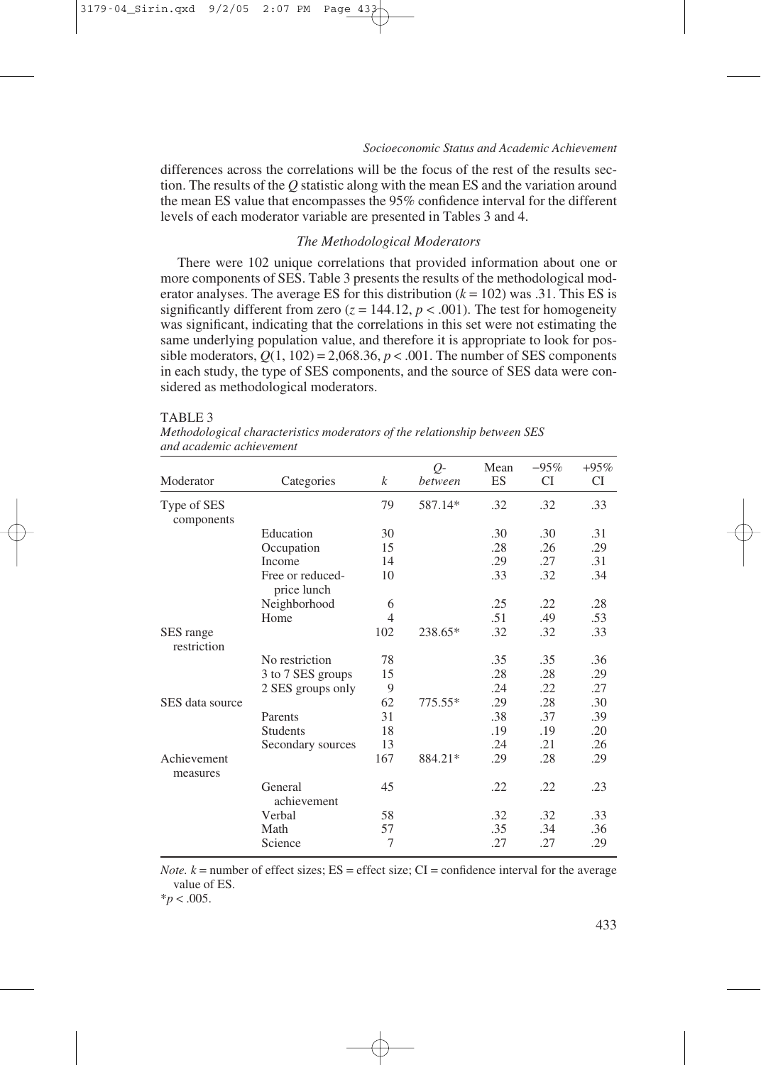differences across the correlations will be the focus of the rest of the results section. The results of the $Q$ statistic along with the mean ES and the variation around the mean ES value that encompasses the 95% confidence interval for the different levels of each moderator variable are presented in Tables 3 and 4.

### *The Methodological Moderators*

There were 102 unique correlations that provided information about one or more components of SES. Table 3 presents the results of the methodological moderator analyses. The average ES for this distribution ($k = 102$) was .31. This ES is significantly different from zero ($z = 144.12$, $p < .001$). The test for homogeneity was significant, indicating that the correlations in this set were not estimating the same underlying population value, and therefore it is appropriate to look for possible moderators, $Q(1, 102) = 2{,}068.36$, $p < .001$. The number of SES components in each study, the type of SES components, and the source of SES data were considered as methodological moderators.

TABLE 3
*Methodological characteristics moderators of the relationship between SES and academic achievement*

| Moderator | Categories | $k$ | $Q$-*between* | Mean ES | −95% CI | +95% CI |
|---|---|---|---|---|---|---|
| Type of SES components | | 79 | 587.14* | .32 | .32 | .33 |
| | Education | 30 | | .30 | .30 | .31 |
| | Occupation | 15 | | .28 | .26 | .29 |
| | Income | 14 | | .29 | .27 | .31 |
| | Free or reduced-price lunch | 10 | | .33 | .32 | .34 |
| | Neighborhood | 6 | | .25 | .22 | .28 |
| | Home | 4 | | .51 | .49 | .53 |
| SES range restriction | | 102 | 238.65* | .32 | .32 | .33 |
| | No restriction | 78 | | .35 | .35 | .36 |
| | 3 to 7 SES groups | 15 | | .28 | .28 | .29 |
| | 2 SES groups only | 9 | | .24 | .22 | .27 |
| SES data source | | 62 | 775.55* | .29 | .28 | .30 |
| | Parents | 31 | | .38 | .37 | .39 |
| | Students | 18 | | .19 | .19 | .20 |
| | Secondary sources | 13 | | .24 | .21 | .26 |
| Achievement measures | | 167 | 884.21* | .29 | .28 | .29 |
| | General achievement | 45 | | .22 | .22 | .23 |
| | Verbal | 58 | | .32 | .32 | .33 |
| | Math | 57 | | .35 | .34 | .36 |
| | Science | 7 | | .27 | .27 | .29 |

*Note.* $k$ = number of effect sizes; ES = effect size; CI = confidence interval for the average value of ES.
*$p < .005$.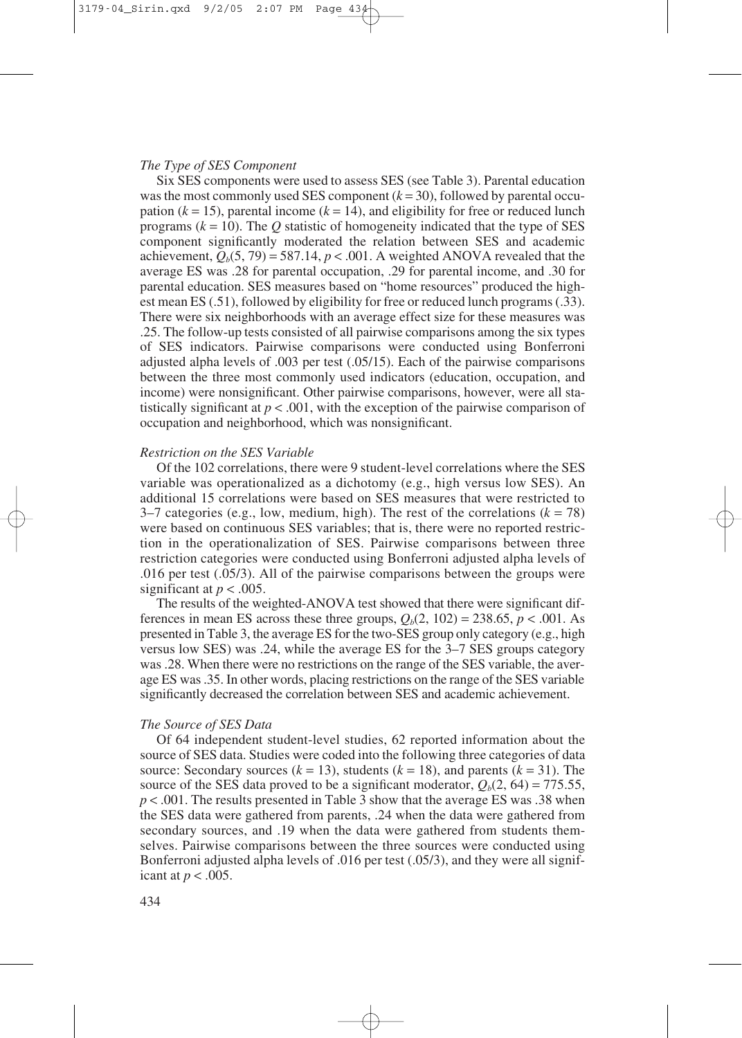*The Type of SES Component*

Six SES components were used to assess SES (see Table 3). Parental education was the most commonly used SES component ($k = 30$), followed by parental occupation ($k = 15$), parental income ($k = 14$), and eligibility for free or reduced lunch programs ($k = 10$). The $Q$ statistic of homogeneity indicated that the type of SES component significantly moderated the relation between SES and academic achievement, $Q_b(5, 79) = 587.14$, $p < .001$. A weighted ANOVA revealed that the average ES was .28 for parental occupation, .29 for parental income, and .30 for parental education. SES measures based on "home resources" produced the highest mean ES (.51), followed by eligibility for free or reduced lunch programs (.33). There were six neighborhoods with an average effect size for these measures was .25. The follow-up tests consisted of all pairwise comparisons among the six types of SES indicators. Pairwise comparisons were conducted using Bonferroni adjusted alpha levels of .003 per test (.05/15). Each of the pairwise comparisons between the three most commonly used indicators (education, occupation, and income) were nonsignificant. Other pairwise comparisons, however, were all statistically significant at $p < .001$, with the exception of the pairwise comparison of occupation and neighborhood, which was nonsignificant.

*Restriction on the SES Variable*

Of the 102 correlations, there were 9 student-level correlations where the SES variable was operationalized as a dichotomy (e.g., high versus low SES). An additional 15 correlations were based on SES measures that were restricted to 3–7 categories (e.g., low, medium, high). The rest of the correlations ($k = 78$) were based on continuous SES variables; that is, there were no reported restriction in the operationalization of SES. Pairwise comparisons between three restriction categories were conducted using Bonferroni adjusted alpha levels of .016 per test (.05/3). All of the pairwise comparisons between the groups were significant at $p < .005$.

The results of the weighted-ANOVA test showed that there were significant differences in mean ES across these three groups, $Q_b(2, 102) = 238.65$, $p < .001$. As presented in Table 3, the average ES for the two-SES group only category (e.g., high versus low SES) was .24, while the average ES for the 3–7 SES groups category was .28. When there were no restrictions on the range of the SES variable, the average ES was .35. In other words, placing restrictions on the range of the SES variable significantly decreased the correlation between SES and academic achievement.

*The Source of SES Data*

Of 64 independent student-level studies, 62 reported information about the source of SES data. Studies were coded into the following three categories of data source: Secondary sources ($k = 13$), students ($k = 18$), and parents ($k = 31$). The source of the SES data proved to be a significant moderator, $Q_b(2, 64) = 775.55$, $p < .001$. The results presented in Table 3 show that the average ES was .38 when the SES data were gathered from parents, .24 when the data were gathered from secondary sources, and .19 when the data were gathered from students themselves. Pairwise comparisons between the three sources were conducted using Bonferroni adjusted alpha levels of .016 per test (.05/3), and they were all significant at $p < .005$.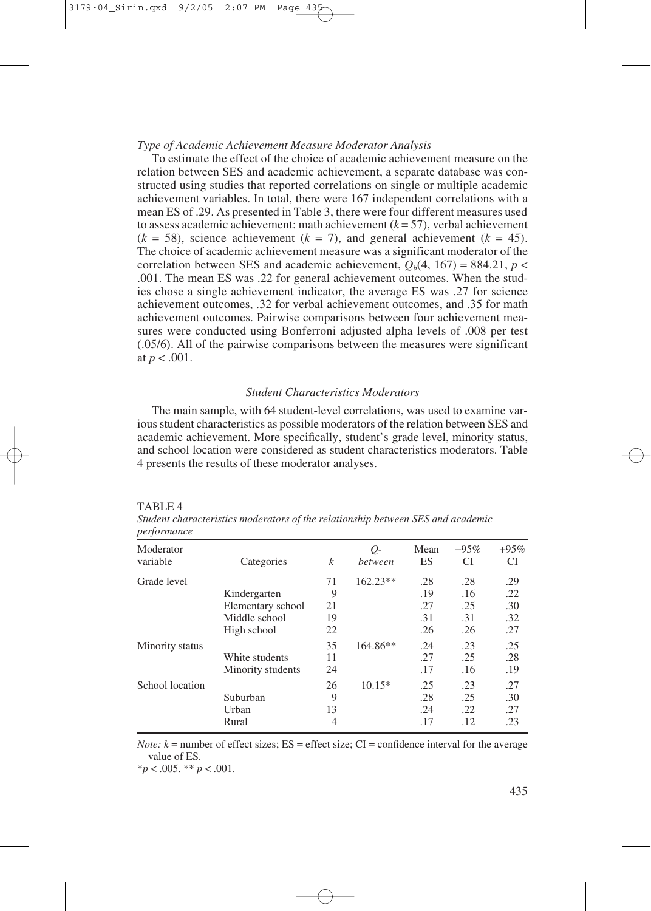*Type of Academic Achievement Measure Moderator Analysis*

To estimate the effect of the choice of academic achievement measure on the relation between SES and academic achievement, a separate database was constructed using studies that reported correlations on single or multiple academic achievement variables. In total, there were 167 independent correlations with a mean ES of .29. As presented in Table 3, there were four different measures used to assess academic achievement: math achievement ($k = 57$), verbal achievement ($k = 58$), science achievement ($k = 7$), and general achievement ($k = 45$). The choice of academic achievement measure was a significant moderator of the correlation between SES and academic achievement, $Q_b(4, 167) = 884.21$, $p < .001$. The mean ES was .22 for general achievement outcomes. When the studies chose a single achievement indicator, the average ES was .27 for science achievement outcomes, .32 for verbal achievement outcomes, and .35 for math achievement outcomes. Pairwise comparisons between four achievement measures were conducted using Bonferroni adjusted alpha levels of .008 per test (.05/6). All of the pairwise comparisons between the measures were significant at $p < .001$.

## *Student Characteristics Moderators*

The main sample, with 64 student-level correlations, was used to examine various student characteristics as possible moderators of the relation between SES and academic achievement. More specifically, student's grade level, minority status, and school location were considered as student characteristics moderators. Table 4 presents the results of these moderator analyses.

TABLE 4

*Student characteristics moderators of the relationship between SES and academic performance*

| Moderator variable | Categories | $k$ | $Q$-*between* | Mean ES | −95% CI | +95% CI |
|---|---|---|---|---|---|---|
| Grade level | | 71 | 162.23** | .28 | .28 | .29 |
| | Kindergarten | 9 | | .19 | .16 | .22 |
| | Elementary school | 21 | | .27 | .25 | .30 |
| | Middle school | 19 | | .31 | .31 | .32 |
| | High school | 22 | | .26 | .26 | .27 |
| Minority status | | 35 | 164.86** | .24 | .23 | .25 |
| | White students | 11 | | .27 | .25 | .28 |
| | Minority students | 24 | | .17 | .16 | .19 |
| School location | | 26 | 10.15* | .25 | .23 | .27 |
| | Suburban | 9 | | .28 | .25 | .30 |
| | Urban | 13 | | .24 | .22 | .27 |
| | Rural | 4 | | .17 | .12 | .23 |

*Note:* $k$ = number of effect sizes; ES = effect size; CI = confidence interval for the average value of ES.

*$p < .005$. ** $p < .001$.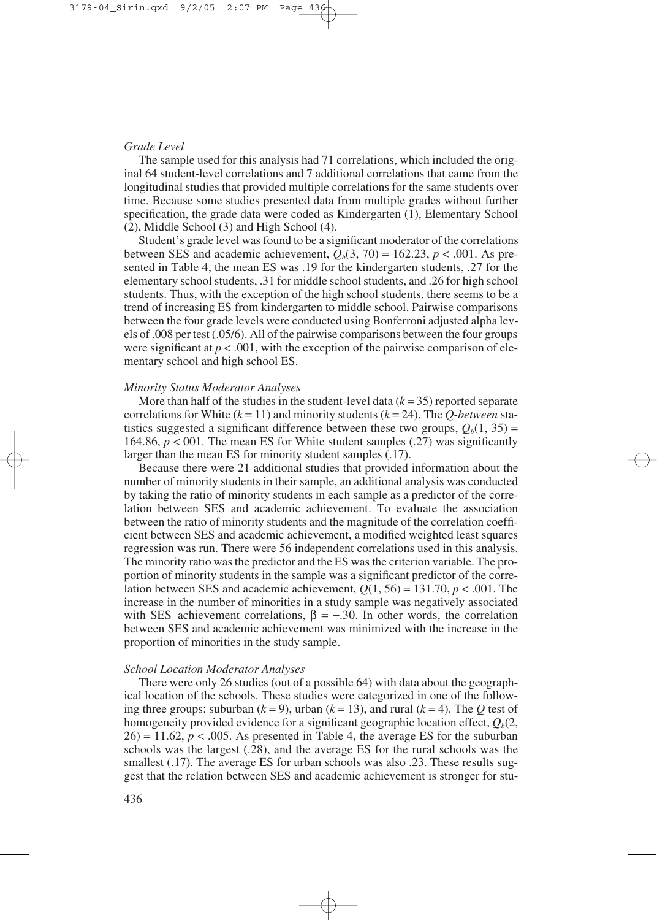### *Grade Level*

The sample used for this analysis had 71 correlations, which included the original 64 student-level correlations and 7 additional correlations that came from the longitudinal studies that provided multiple correlations for the same students over time. Because some studies presented data from multiple grades without further specification, the grade data were coded as Kindergarten (1), Elementary School (2), Middle School (3) and High School (4).

Student's grade level was found to be a significant moderator of the correlations between SES and academic achievement, $Q_b(3, 70) = 162.23$, $p < .001$. As presented in Table 4, the mean ES was .19 for the kindergarten students, .27 for the elementary school students, .31 for middle school students, and .26 for high school students. Thus, with the exception of the high school students, there seems to be a trend of increasing ES from kindergarten to middle school. Pairwise comparisons between the four grade levels were conducted using Bonferroni adjusted alpha levels of .008 per test (.05/6). All of the pairwise comparisons between the four groups were significant at $p < .001$, with the exception of the pairwise comparison of elementary school and high school ES.

### *Minority Status Moderator Analyses*

More than half of the studies in the student-level data ($k = 35$) reported separate correlations for White ($k = 11$) and minority students ($k = 24$). The *Q-between* statistics suggested a significant difference between these two groups, $Q_b(1, 35) = 164.86$, $p < 001$. The mean ES for White student samples (.27) was significantly larger than the mean ES for minority student samples (.17).

Because there were 21 additional studies that provided information about the number of minority students in their sample, an additional analysis was conducted by taking the ratio of minority students in each sample as a predictor of the correlation between SES and academic achievement. To evaluate the association between the ratio of minority students and the magnitude of the correlation coefficient between SES and academic achievement, a modified weighted least squares regression was run. There were 56 independent correlations used in this analysis. The minority ratio was the predictor and the ES was the criterion variable. The proportion of minority students in the sample was a significant predictor of the correlation between SES and academic achievement, $Q(1, 56) = 131.70$, $p < .001$. The increase in the number of minorities in a study sample was negatively associated with SES–achievement correlations, $\beta = -.30$. In other words, the correlation between SES and academic achievement was minimized with the increase in the proportion of minorities in the study sample.

### *School Location Moderator Analyses*

There were only 26 studies (out of a possible 64) with data about the geographical location of the schools. These studies were categorized in one of the following three groups: suburban ($k = 9$), urban ($k = 13$), and rural ($k = 4$). The $Q$ test of homogeneity provided evidence for a significant geographic location effect, $Q_b(2, 26) = 11.62$, $p < .005$. As presented in Table 4, the average ES for the suburban schools was the largest (.28), and the average ES for the rural schools was the smallest (.17). The average ES for urban schools was also .23. These results suggest that the relation between SES and academic achievement is stronger for stu-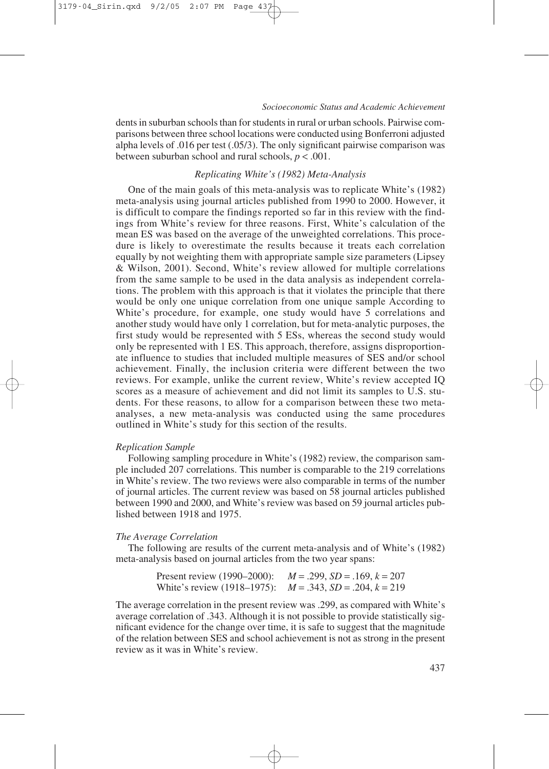dents in suburban schools than for students in rural or urban schools. Pairwise comparisons between three school locations were conducted using Bonferroni adjusted alpha levels of .016 per test (.05/3). The only significant pairwise comparison was between suburban school and rural schools, $p < .001$.

### *Replicating White's (1982) Meta-Analysis*

One of the main goals of this meta-analysis was to replicate White's (1982) meta-analysis using journal articles published from 1990 to 2000. However, it is difficult to compare the findings reported so far in this review with the findings from White's review for three reasons. First, White's calculation of the mean ES was based on the average of the unweighted correlations. This procedure is likely to overestimate the results because it treats each correlation equally by not weighting them with appropriate sample size parameters (Lipsey & Wilson, 2001). Second, White's review allowed for multiple correlations from the same sample to be used in the data analysis as independent correlations. The problem with this approach is that it violates the principle that there would be only one unique correlation from one unique sample According to White's procedure, for example, one study would have 5 correlations and another study would have only 1 correlation, but for meta-analytic purposes, the first study would be represented with 5 ESs, whereas the second study would only be represented with 1 ES. This approach, therefore, assigns disproportionate influence to studies that included multiple measures of SES and/or school achievement. Finally, the inclusion criteria were different between the two reviews. For example, unlike the current review, White's review accepted IQ scores as a measure of achievement and did not limit its samples to U.S. students. For these reasons, to allow for a comparison between these two meta-analyses, a new meta-analysis was conducted using the same procedures outlined in White's study for this section of the results.

#### *Replication Sample*

Following sampling procedure in White's (1982) review, the comparison sample included 207 correlations. This number is comparable to the 219 correlations in White's review. The two reviews were also comparable in terms of the number of journal articles. The current review was based on 58 journal articles published between 1990 and 2000, and White's review was based on 59 journal articles published between 1918 and 1975.

#### *The Average Correlation*

The following are results of the current meta-analysis and of White's (1982) meta-analysis based on journal articles from the two year spans:

Present review (1990–2000): $M = .299$, $SD = .169$, $k = 207$
White's review (1918–1975): $M = .343$, $SD = .204$, $k = 219$

The average correlation in the present review was .299, as compared with White's average correlation of .343. Although it is not possible to provide statistically significant evidence for the change over time, it is safe to suggest that the magnitude of the relation between SES and school achievement is not as strong in the present review as it was in White's review.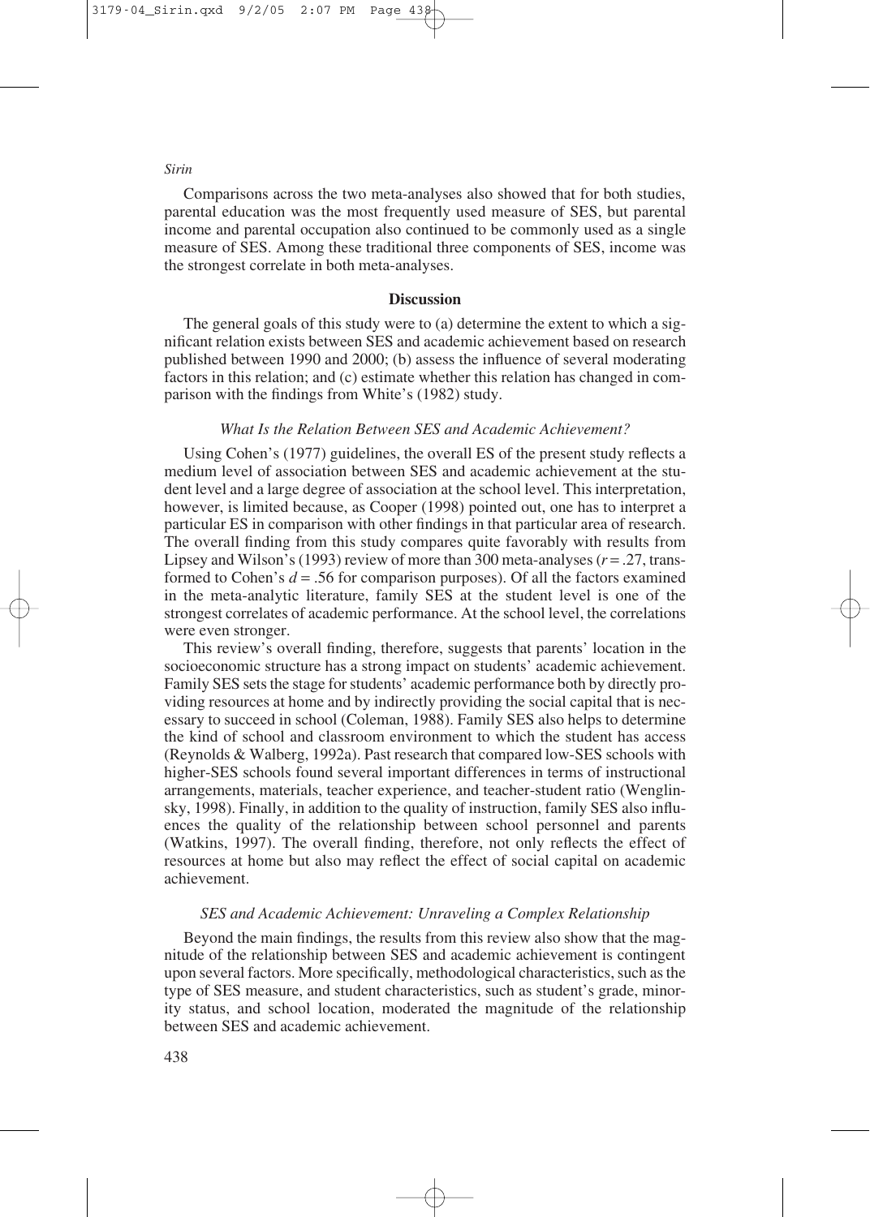Comparisons across the two meta-analyses also showed that for both studies, parental education was the most frequently used measure of SES, but parental income and parental occupation also continued to be commonly used as a single measure of SES. Among these traditional three components of SES, income was the strongest correlate in both meta-analyses.

## Discussion

The general goals of this study were to (a) determine the extent to which a significant relation exists between SES and academic achievement based on research published between 1990 and 2000; (b) assess the influence of several moderating factors in this relation; and (c) estimate whether this relation has changed in comparison with the findings from White's (1982) study.

### *What Is the Relation Between SES and Academic Achievement?*

Using Cohen's (1977) guidelines, the overall ES of the present study reflects a medium level of association between SES and academic achievement at the student level and a large degree of association at the school level. This interpretation, however, is limited because, as Cooper (1998) pointed out, one has to interpret a particular ES in comparison with other findings in that particular area of research. The overall finding from this study compares quite favorably with results from Lipsey and Wilson's (1993) review of more than 300 meta-analyses ($r = .27$, transformed to Cohen's $d = .56$ for comparison purposes). Of all the factors examined in the meta-analytic literature, family SES at the student level is one of the strongest correlates of academic performance. At the school level, the correlations were even stronger.

This review's overall finding, therefore, suggests that parents' location in the socioeconomic structure has a strong impact on students' academic achievement. Family SES sets the stage for students' academic performance both by directly providing resources at home and by indirectly providing the social capital that is necessary to succeed in school (Coleman, 1988). Family SES also helps to determine the kind of school and classroom environment to which the student has access (Reynolds & Walberg, 1992a). Past research that compared low-SES schools with higher-SES schools found several important differences in terms of instructional arrangements, materials, teacher experience, and teacher-student ratio (Wenglinsky, 1998). Finally, in addition to the quality of instruction, family SES also influences the quality of the relationship between school personnel and parents (Watkins, 1997). The overall finding, therefore, not only reflects the effect of resources at home but also may reflect the effect of social capital on academic achievement.

### *SES and Academic Achievement: Unraveling a Complex Relationship*

Beyond the main findings, the results from this review also show that the magnitude of the relationship between SES and academic achievement is contingent upon several factors. More specifically, methodological characteristics, such as the type of SES measure, and student characteristics, such as student's grade, minority status, and school location, moderated the magnitude of the relationship between SES and academic achievement.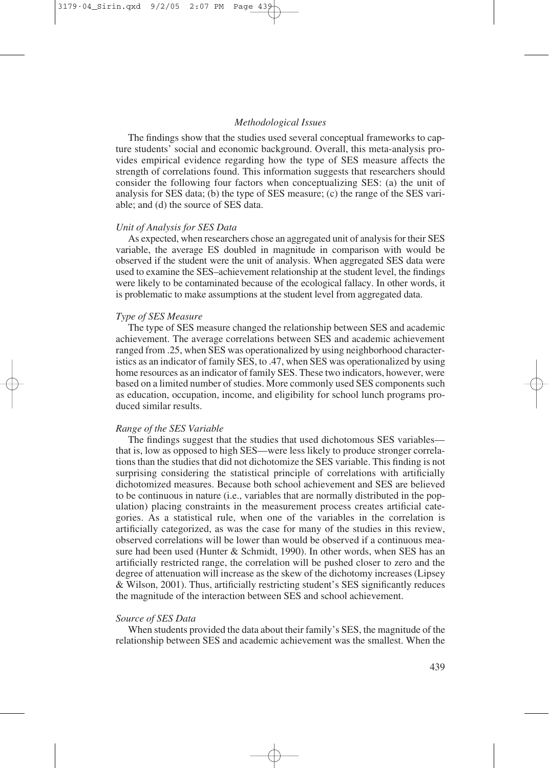### Methodological Issues

The findings show that the studies used several conceptual frameworks to capture students' social and economic background. Overall, this meta-analysis provides empirical evidence regarding how the type of SES measure affects the strength of correlations found. This information suggests that researchers should consider the following four factors when conceptualizing SES: (a) the unit of analysis for SES data; (b) the type of SES measure; (c) the range of the SES variable; and (d) the source of SES data.

#### *Unit of Analysis for SES Data*

As expected, when researchers chose an aggregated unit of analysis for their SES variable, the average ES doubled in magnitude in comparison with would be observed if the student were the unit of analysis. When aggregated SES data were used to examine the SES–achievement relationship at the student level, the findings were likely to be contaminated because of the ecological fallacy. In other words, it is problematic to make assumptions at the student level from aggregated data.

#### *Type of SES Measure*

The type of SES measure changed the relationship between SES and academic achievement. The average correlations between SES and academic achievement ranged from .25, when SES was operationalized by using neighborhood characteristics as an indicator of family SES, to .47, when SES was operationalized by using home resources as an indicator of family SES. These two indicators, however, were based on a limited number of studies. More commonly used SES components such as education, occupation, income, and eligibility for school lunch programs produced similar results.

#### *Range of the SES Variable*

The findings suggest that the studies that used dichotomous SES variables—that is, low as opposed to high SES—were less likely to produce stronger correlations than the studies that did not dichotomize the SES variable. This finding is not surprising considering the statistical principle of correlations with artificially dichotomized measures. Because both school achievement and SES are believed to be continuous in nature (i.e., variables that are normally distributed in the population) placing constraints in the measurement process creates artificial categories. As a statistical rule, when one of the variables in the correlation is artificially categorized, as was the case for many of the studies in this review, observed correlations will be lower than would be observed if a continuous measure had been used (Hunter & Schmidt, 1990). In other words, when SES has an artificially restricted range, the correlation will be pushed closer to zero and the degree of attenuation will increase as the skew of the dichotomy increases (Lipsey & Wilson, 2001). Thus, artificially restricting student's SES significantly reduces the magnitude of the interaction between SES and school achievement.

#### *Source of SES Data*

When students provided the data about their family's SES, the magnitude of the relationship between SES and academic achievement was the smallest. When the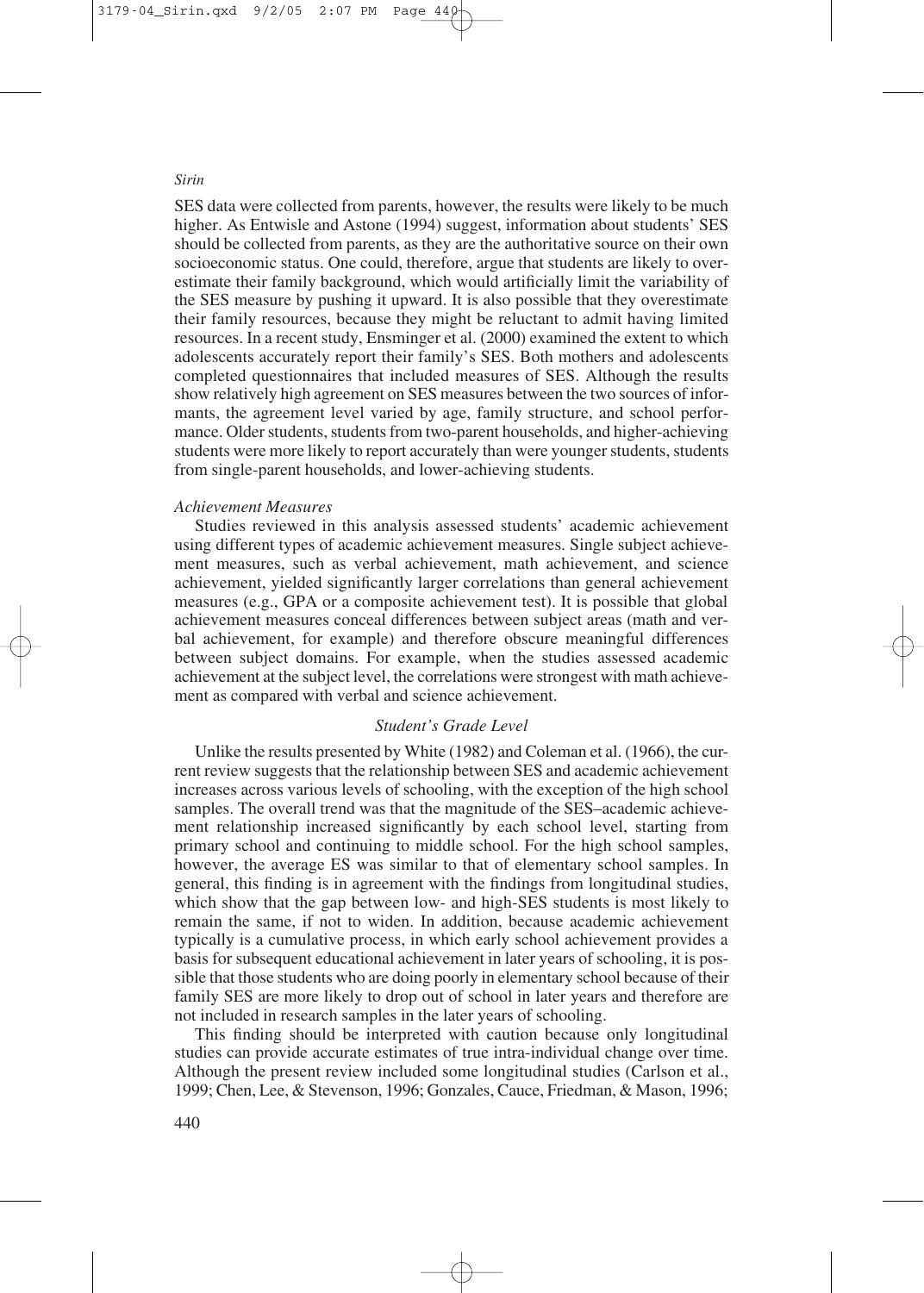SES data were collected from parents, however, the results were likely to be much higher. As Entwisle and Astone (1994) suggest, information about students' SES should be collected from parents, as they are the authoritative source on their own socioeconomic status. One could, therefore, argue that students are likely to overestimate their family background, which would artificially limit the variability of the SES measure by pushing it upward. It is also possible that they overestimate their family resources, because they might be reluctant to admit having limited resources. In a recent study, Ensminger et al. (2000) examined the extent to which adolescents accurately report their family's SES. Both mothers and adolescents completed questionnaires that included measures of SES. Although the results show relatively high agreement on SES measures between the two sources of informants, the agreement level varied by age, family structure, and school performance. Older students, students from two-parent households, and higher-achieving students were more likely to report accurately than were younger students, students from single-parent households, and lower-achieving students.

*Achievement Measures*

Studies reviewed in this analysis assessed students' academic achievement using different types of academic achievement measures. Single subject achievement measures, such as verbal achievement, math achievement, and science achievement, yielded significantly larger correlations than general achievement measures (e.g., GPA or a composite achievement test). It is possible that global achievement measures conceal differences between subject areas (math and verbal achievement, for example) and therefore obscure meaningful differences between subject domains. For example, when the studies assessed academic achievement at the subject level, the correlations were strongest with math achievement as compared with verbal and science achievement.

### *Student's Grade Level*

Unlike the results presented by White (1982) and Coleman et al. (1966), the current review suggests that the relationship between SES and academic achievement increases across various levels of schooling, with the exception of the high school samples. The overall trend was that the magnitude of the SES–academic achievement relationship increased significantly by each school level, starting from primary school and continuing to middle school. For the high school samples, however, the average ES was similar to that of elementary school samples. In general, this finding is in agreement with the findings from longitudinal studies, which show that the gap between low- and high-SES students is most likely to remain the same, if not to widen. In addition, because academic achievement typically is a cumulative process, in which early school achievement provides a basis for subsequent educational achievement in later years of schooling, it is possible that those students who are doing poorly in elementary school because of their family SES are more likely to drop out of school in later years and therefore are not included in research samples in the later years of schooling.

This finding should be interpreted with caution because only longitudinal studies can provide accurate estimates of true intra-individual change over time. Although the present review included some longitudinal studies (Carlson et al., 1999; Chen, Lee, & Stevenson, 1996; Gonzales, Cauce, Friedman, & Mason, 1996;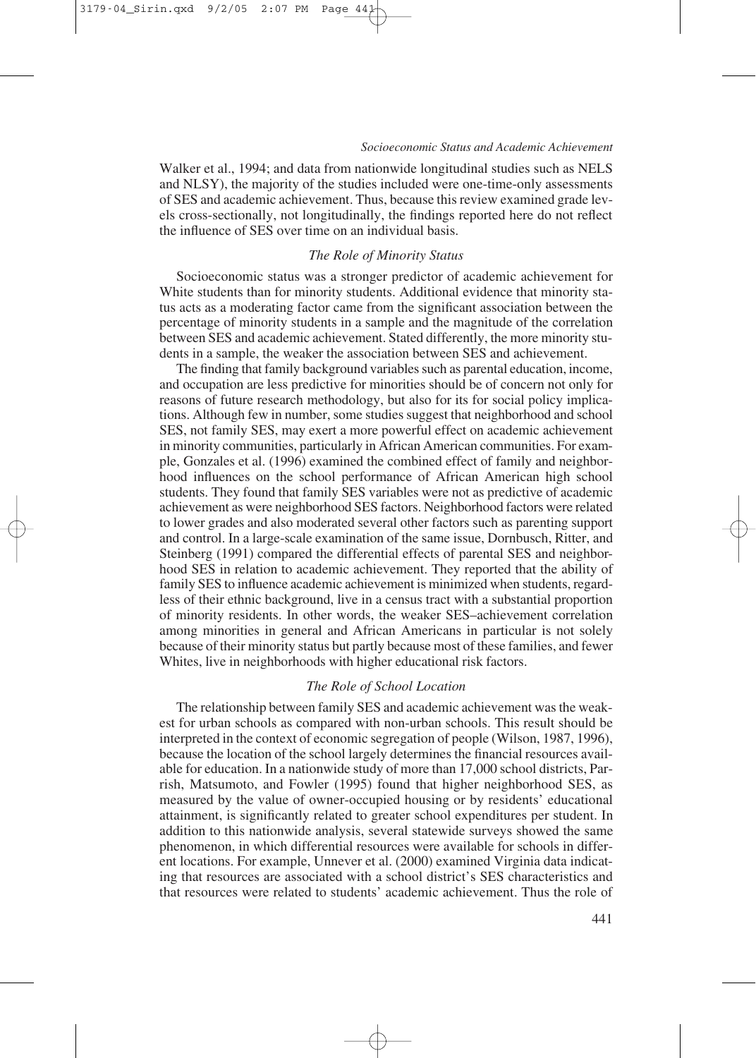Walker et al., 1994; and data from nationwide longitudinal studies such as NELS and NLSY), the majority of the studies included were one-time-only assessments of SES and academic achievement. Thus, because this review examined grade levels cross-sectionally, not longitudinally, the findings reported here do not reflect the influence of SES over time on an individual basis.

### *The Role of Minority Status*

Socioeconomic status was a stronger predictor of academic achievement for White students than for minority students. Additional evidence that minority status acts as a moderating factor came from the significant association between the percentage of minority students in a sample and the magnitude of the correlation between SES and academic achievement. Stated differently, the more minority students in a sample, the weaker the association between SES and achievement.

The finding that family background variables such as parental education, income, and occupation are less predictive for minorities should be of concern not only for reasons of future research methodology, but also for its for social policy implications. Although few in number, some studies suggest that neighborhood and school SES, not family SES, may exert a more powerful effect on academic achievement in minority communities, particularly in African American communities. For example, Gonzales et al. (1996) examined the combined effect of family and neighborhood influences on the school performance of African American high school students. They found that family SES variables were not as predictive of academic achievement as were neighborhood SES factors. Neighborhood factors were related to lower grades and also moderated several other factors such as parenting support and control. In a large-scale examination of the same issue, Dornbusch, Ritter, and Steinberg (1991) compared the differential effects of parental SES and neighborhood SES in relation to academic achievement. They reported that the ability of family SES to influence academic achievement is minimized when students, regardless of their ethnic background, live in a census tract with a substantial proportion of minority residents. In other words, the weaker SES–achievement correlation among minorities in general and African Americans in particular is not solely because of their minority status but partly because most of these families, and fewer Whites, live in neighborhoods with higher educational risk factors.

### *The Role of School Location*

The relationship between family SES and academic achievement was the weakest for urban schools as compared with non-urban schools. This result should be interpreted in the context of economic segregation of people (Wilson, 1987, 1996), because the location of the school largely determines the financial resources available for education. In a nationwide study of more than 17,000 school districts, Parrish, Matsumoto, and Fowler (1995) found that higher neighborhood SES, as measured by the value of owner-occupied housing or by residents' educational attainment, is significantly related to greater school expenditures per student. In addition to this nationwide analysis, several statewide surveys showed the same phenomenon, in which differential resources were available for schools in different locations. For example, Unnever et al. (2000) examined Virginia data indicating that resources are associated with a school district's SES characteristics and that resources were related to students' academic achievement. Thus the role of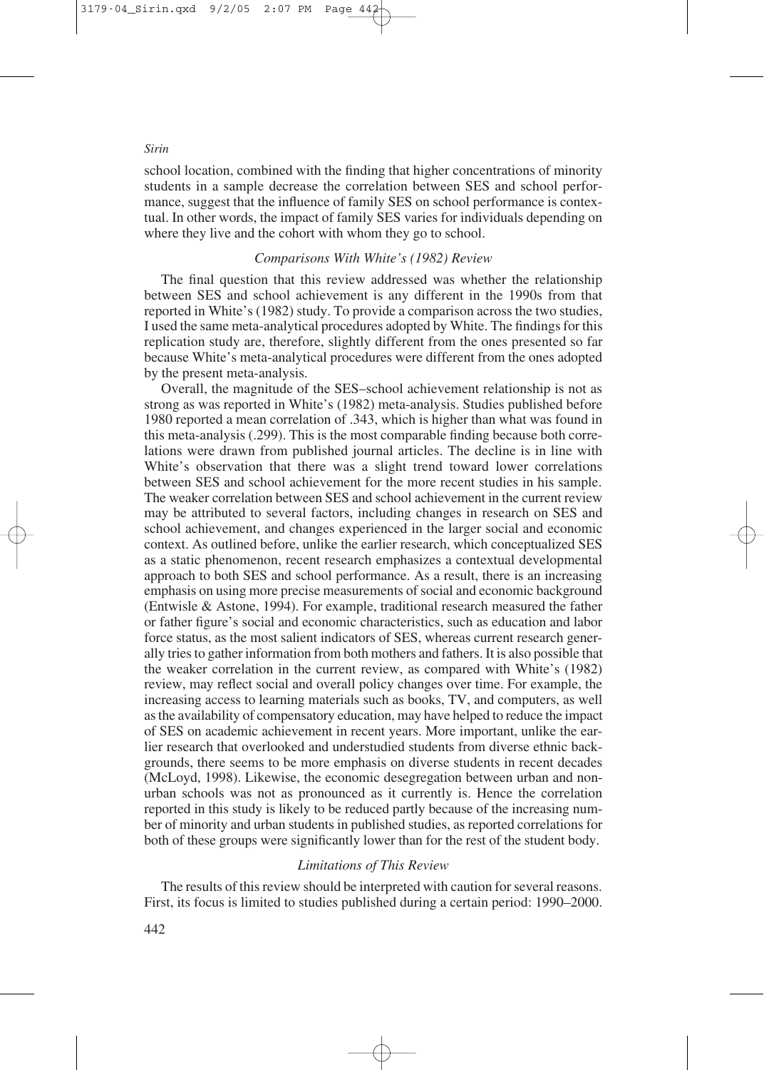school location, combined with the finding that higher concentrations of minority students in a sample decrease the correlation between SES and school performance, suggest that the influence of family SES on school performance is contextual. In other words, the impact of family SES varies for individuals depending on where they live and the cohort with whom they go to school.

### *Comparisons With White's (1982) Review*

The final question that this review addressed was whether the relationship between SES and school achievement is any different in the 1990s from that reported in White's (1982) study. To provide a comparison across the two studies, I used the same meta-analytical procedures adopted by White. The findings for this replication study are, therefore, slightly different from the ones presented so far because White's meta-analytical procedures were different from the ones adopted by the present meta-analysis.

Overall, the magnitude of the SES–school achievement relationship is not as strong as was reported in White's (1982) meta-analysis. Studies published before 1980 reported a mean correlation of .343, which is higher than what was found in this meta-analysis (.299). This is the most comparable finding because both correlations were drawn from published journal articles. The decline is in line with White's observation that there was a slight trend toward lower correlations between SES and school achievement for the more recent studies in his sample. The weaker correlation between SES and school achievement in the current review may be attributed to several factors, including changes in research on SES and school achievement, and changes experienced in the larger social and economic context. As outlined before, unlike the earlier research, which conceptualized SES as a static phenomenon, recent research emphasizes a contextual developmental approach to both SES and school performance. As a result, there is an increasing emphasis on using more precise measurements of social and economic background (Entwisle & Astone, 1994). For example, traditional research measured the father or father figure's social and economic characteristics, such as education and labor force status, as the most salient indicators of SES, whereas current research generally tries to gather information from both mothers and fathers. It is also possible that the weaker correlation in the current review, as compared with White's (1982) review, may reflect social and overall policy changes over time. For example, the increasing access to learning materials such as books, TV, and computers, as well as the availability of compensatory education, may have helped to reduce the impact of SES on academic achievement in recent years. More important, unlike the earlier research that overlooked and understudied students from diverse ethnic backgrounds, there seems to be more emphasis on diverse students in recent decades (McLoyd, 1998). Likewise, the economic desegregation between urban and nonurban schools was not as pronounced as it currently is. Hence the correlation reported in this study is likely to be reduced partly because of the increasing number of minority and urban students in published studies, as reported correlations for both of these groups were significantly lower than for the rest of the student body.

### *Limitations of This Review*

The results of this review should be interpreted with caution for several reasons. First, its focus is limited to studies published during a certain period: 1990–2000.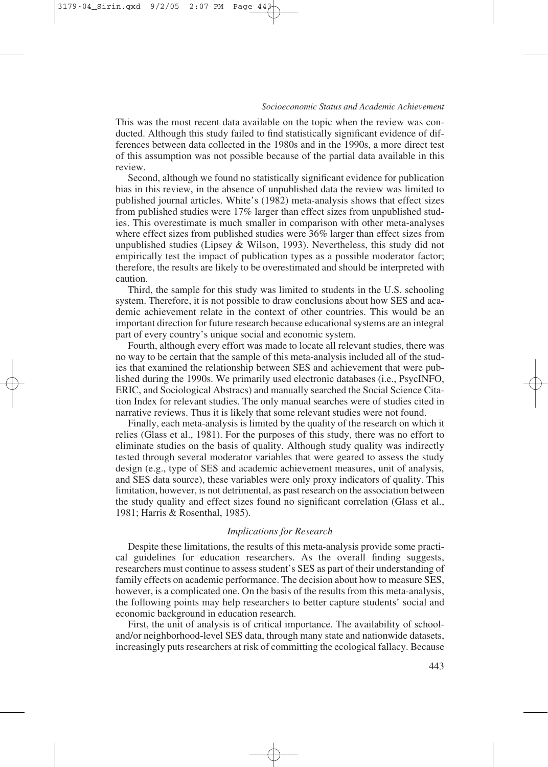This was the most recent data available on the topic when the review was conducted. Although this study failed to find statistically significant evidence of differences between data collected in the 1980s and in the 1990s, a more direct test of this assumption was not possible because of the partial data available in this review.

Second, although we found no statistically significant evidence for publication bias in this review, in the absence of unpublished data the review was limited to published journal articles. White's (1982) meta-analysis shows that effect sizes from published studies were 17% larger than effect sizes from unpublished studies. This overestimate is much smaller in comparison with other meta-analyses where effect sizes from published studies were 36% larger than effect sizes from unpublished studies (Lipsey & Wilson, 1993). Nevertheless, this study did not empirically test the impact of publication types as a possible moderator factor; therefore, the results are likely to be overestimated and should be interpreted with caution.

Third, the sample for this study was limited to students in the U.S. schooling system. Therefore, it is not possible to draw conclusions about how SES and academic achievement relate in the context of other countries. This would be an important direction for future research because educational systems are an integral part of every country's unique social and economic system.

Fourth, although every effort was made to locate all relevant studies, there was no way to be certain that the sample of this meta-analysis included all of the studies that examined the relationship between SES and achievement that were published during the 1990s. We primarily used electronic databases (i.e., PsycINFO, ERIC, and Sociological Abstracs) and manually searched the Social Science Citation Index for relevant studies. The only manual searches were of studies cited in narrative reviews. Thus it is likely that some relevant studies were not found.

Finally, each meta-analysis is limited by the quality of the research on which it relies (Glass et al., 1981). For the purposes of this study, there was no effort to eliminate studies on the basis of quality. Although study quality was indirectly tested through several moderator variables that were geared to assess the study design (e.g., type of SES and academic achievement measures, unit of analysis, and SES data source), these variables were only proxy indicators of quality. This limitation, however, is not detrimental, as past research on the association between the study quality and effect sizes found no significant correlation (Glass et al., 1981; Harris & Rosenthal, 1985).

### *Implications for Research*

Despite these limitations, the results of this meta-analysis provide some practical guidelines for education researchers. As the overall finding suggests, researchers must continue to assess student's SES as part of their understanding of family effects on academic performance. The decision about how to measure SES, however, is a complicated one. On the basis of the results from this meta-analysis, the following points may help researchers to better capture students' social and economic background in education research.

First, the unit of analysis is of critical importance. The availability of school- and/or neighborhood-level SES data, through many state and nationwide datasets, increasingly puts researchers at risk of committing the ecological fallacy. Because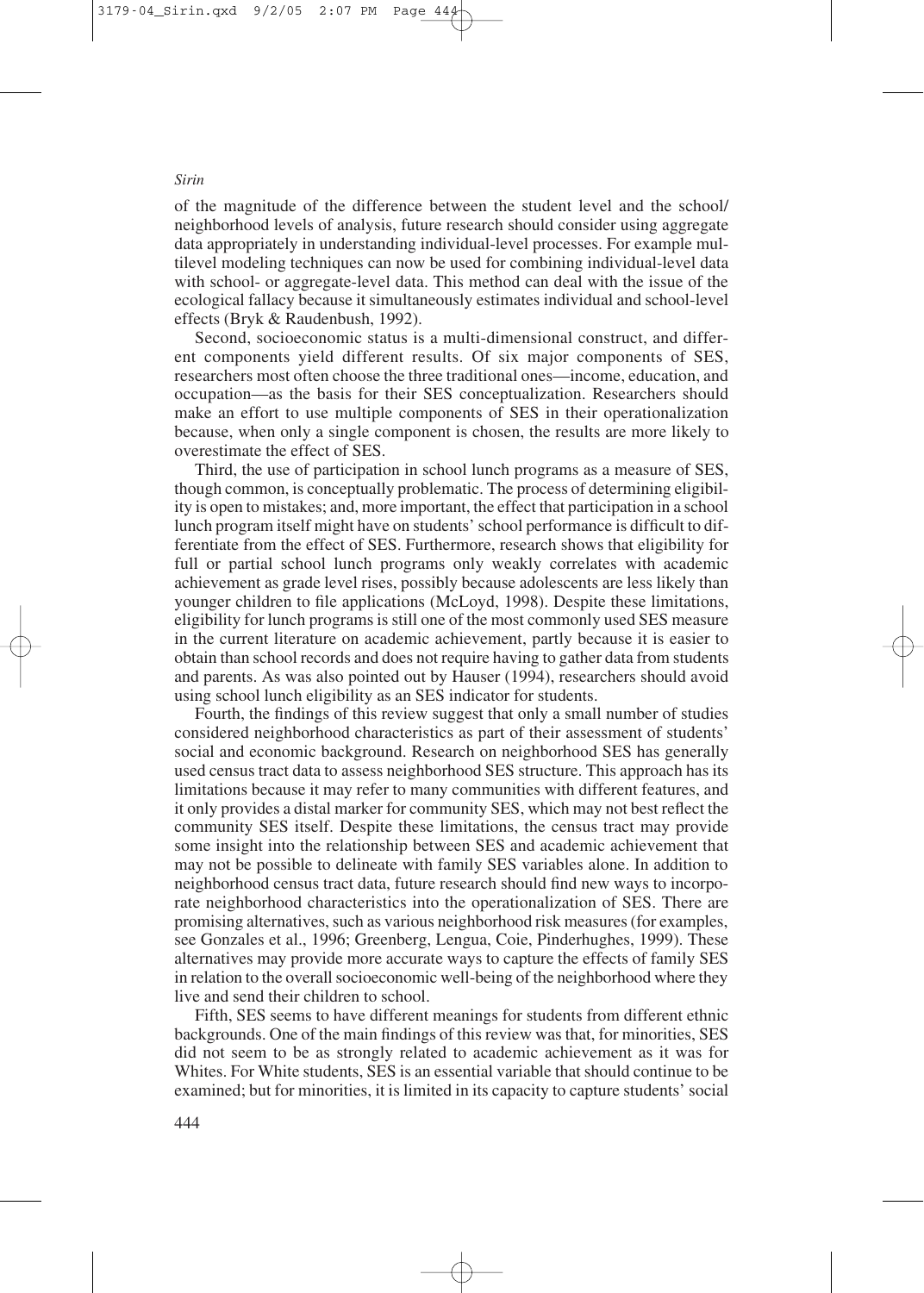of the magnitude of the difference between the student level and the school/neighborhood levels of analysis, future research should consider using aggregate data appropriately in understanding individual-level processes. For example multilevel modeling techniques can now be used for combining individual-level data with school- or aggregate-level data. This method can deal with the issue of the ecological fallacy because it simultaneously estimates individual and school-level effects (Bryk & Raudenbush, 1992).

Second, socioeconomic status is a multi-dimensional construct, and different components yield different results. Of six major components of SES, researchers most often choose the three traditional ones—income, education, and occupation—as the basis for their SES conceptualization. Researchers should make an effort to use multiple components of SES in their operationalization because, when only a single component is chosen, the results are more likely to overestimate the effect of SES.

Third, the use of participation in school lunch programs as a measure of SES, though common, is conceptually problematic. The process of determining eligibility is open to mistakes; and, more important, the effect that participation in a school lunch program itself might have on students' school performance is difficult to differentiate from the effect of SES. Furthermore, research shows that eligibility for full or partial school lunch programs only weakly correlates with academic achievement as grade level rises, possibly because adolescents are less likely than younger children to file applications (McLoyd, 1998). Despite these limitations, eligibility for lunch programs is still one of the most commonly used SES measure in the current literature on academic achievement, partly because it is easier to obtain than school records and does not require having to gather data from students and parents. As was also pointed out by Hauser (1994), researchers should avoid using school lunch eligibility as an SES indicator for students.

Fourth, the findings of this review suggest that only a small number of studies considered neighborhood characteristics as part of their assessment of students' social and economic background. Research on neighborhood SES has generally used census tract data to assess neighborhood SES structure. This approach has its limitations because it may refer to many communities with different features, and it only provides a distal marker for community SES, which may not best reflect the community SES itself. Despite these limitations, the census tract may provide some insight into the relationship between SES and academic achievement that may not be possible to delineate with family SES variables alone. In addition to neighborhood census tract data, future research should find new ways to incorporate neighborhood characteristics into the operationalization of SES. There are promising alternatives, such as various neighborhood risk measures (for examples, see Gonzales et al., 1996; Greenberg, Lengua, Coie, Pinderhughes, 1999). These alternatives may provide more accurate ways to capture the effects of family SES in relation to the overall socioeconomic well-being of the neighborhood where they live and send their children to school.

Fifth, SES seems to have different meanings for students from different ethnic backgrounds. One of the main findings of this review was that, for minorities, SES did not seem to be as strongly related to academic achievement as it was for Whites. For White students, SES is an essential variable that should continue to be examined; but for minorities, it is limited in its capacity to capture students' social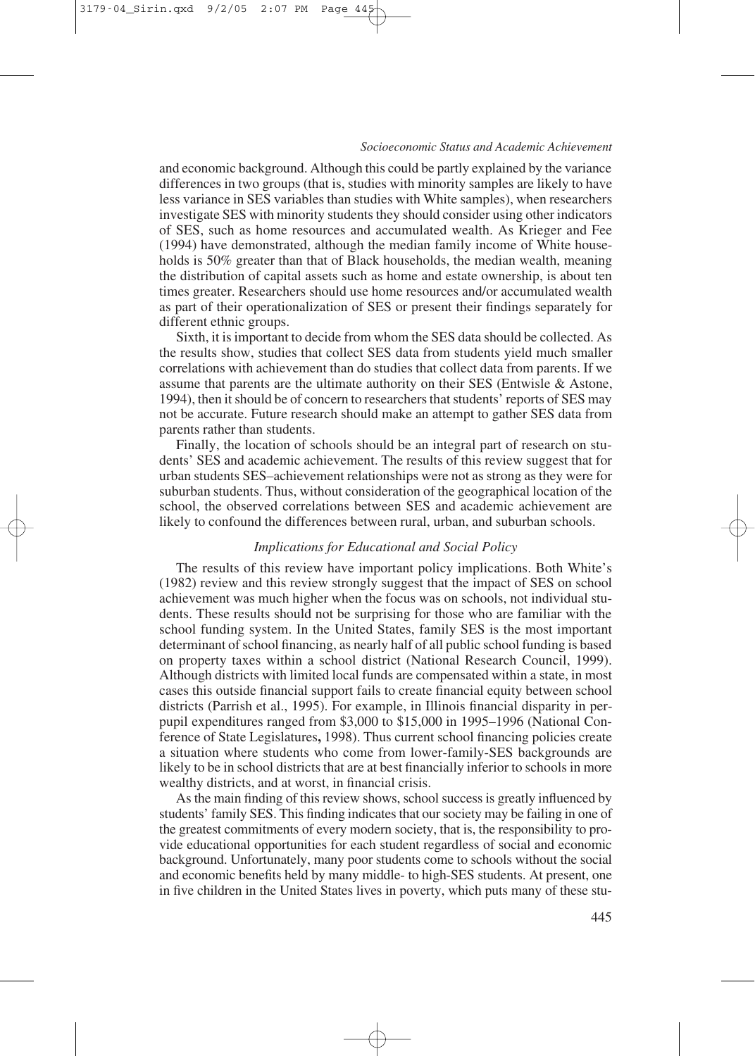and economic background. Although this could be partly explained by the variance differences in two groups (that is, studies with minority samples are likely to have less variance in SES variables than studies with White samples), when researchers investigate SES with minority students they should consider using other indicators of SES, such as home resources and accumulated wealth. As Krieger and Fee (1994) have demonstrated, although the median family income of White households is 50% greater than that of Black households, the median wealth, meaning the distribution of capital assets such as home and estate ownership, is about ten times greater. Researchers should use home resources and/or accumulated wealth as part of their operationalization of SES or present their findings separately for different ethnic groups.

Sixth, it is important to decide from whom the SES data should be collected. As the results show, studies that collect SES data from students yield much smaller correlations with achievement than do studies that collect data from parents. If we assume that parents are the ultimate authority on their SES (Entwisle & Astone, 1994), then it should be of concern to researchers that students' reports of SES may not be accurate. Future research should make an attempt to gather SES data from parents rather than students.

Finally, the location of schools should be an integral part of research on students' SES and academic achievement. The results of this review suggest that for urban students SES–achievement relationships were not as strong as they were for suburban students. Thus, without consideration of the geographical location of the school, the observed correlations between SES and academic achievement are likely to confound the differences between rural, urban, and suburban schools.

### *Implications for Educational and Social Policy*

The results of this review have important policy implications. Both White's (1982) review and this review strongly suggest that the impact of SES on school achievement was much higher when the focus was on schools, not individual students. These results should not be surprising for those who are familiar with the school funding system. In the United States, family SES is the most important determinant of school financing, as nearly half of all public school funding is based on property taxes within a school district (National Research Council, 1999). Although districts with limited local funds are compensated within a state, in most cases this outside financial support fails to create financial equity between school districts (Parrish et al., 1995). For example, in Illinois financial disparity in per-pupil expenditures ranged from $3,000 to $15,000 in 1995–1996 (National Conference of State Legislatures**,** 1998). Thus current school financing policies create a situation where students who come from lower-family-SES backgrounds are likely to be in school districts that are at best financially inferior to schools in more wealthy districts, and at worst, in financial crisis.

As the main finding of this review shows, school success is greatly influenced by students' family SES. This finding indicates that our society may be failing in one of the greatest commitments of every modern society, that is, the responsibility to provide educational opportunities for each student regardless of social and economic background. Unfortunately, many poor students come to schools without the social and economic benefits held by many middle- to high-SES students. At present, one in five children in the United States lives in poverty, which puts many of these stu-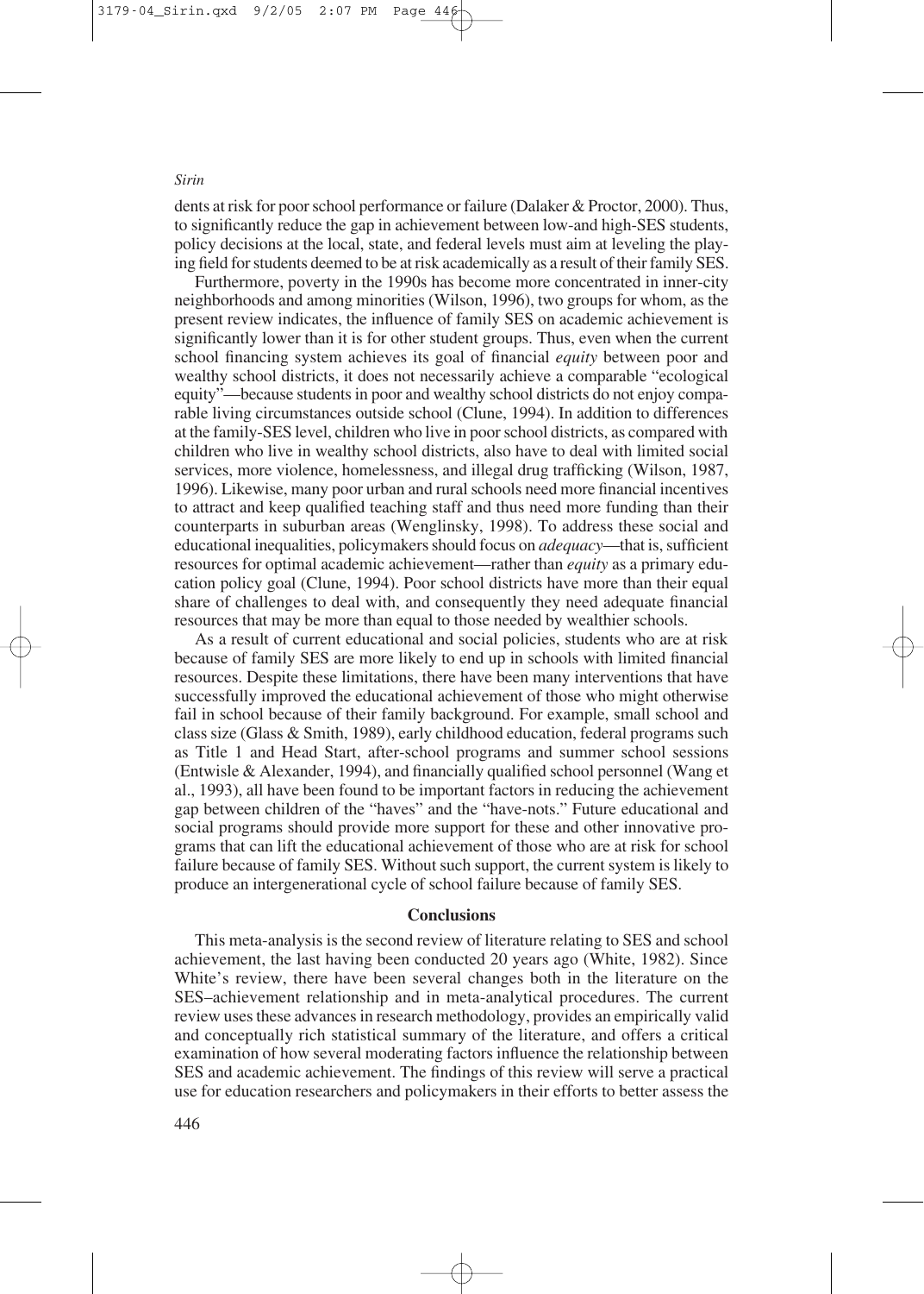dents at risk for poor school performance or failure (Dalaker & Proctor, 2000). Thus, to significantly reduce the gap in achievement between low-and high-SES students, policy decisions at the local, state, and federal levels must aim at leveling the playing field for students deemed to be at risk academically as a result of their family SES.

Furthermore, poverty in the 1990s has become more concentrated in inner-city neighborhoods and among minorities (Wilson, 1996), two groups for whom, as the present review indicates, the influence of family SES on academic achievement is significantly lower than it is for other student groups. Thus, even when the current school financing system achieves its goal of financial *equity* between poor and wealthy school districts, it does not necessarily achieve a comparable "ecological equity"—because students in poor and wealthy school districts do not enjoy comparable living circumstances outside school (Clune, 1994). In addition to differences at the family-SES level, children who live in poor school districts, as compared with children who live in wealthy school districts, also have to deal with limited social services, more violence, homelessness, and illegal drug trafficking (Wilson, 1987, 1996). Likewise, many poor urban and rural schools need more financial incentives to attract and keep qualified teaching staff and thus need more funding than their counterparts in suburban areas (Wenglinsky, 1998). To address these social and educational inequalities, policymakers should focus on *adequacy*—that is, sufficient resources for optimal academic achievement—rather than *equity* as a primary education policy goal (Clune, 1994). Poor school districts have more than their equal share of challenges to deal with, and consequently they need adequate financial resources that may be more than equal to those needed by wealthier schools.

As a result of current educational and social policies, students who are at risk because of family SES are more likely to end up in schools with limited financial resources. Despite these limitations, there have been many interventions that have successfully improved the educational achievement of those who might otherwise fail in school because of their family background. For example, small school and class size (Glass & Smith, 1989), early childhood education, federal programs such as Title 1 and Head Start, after-school programs and summer school sessions (Entwisle & Alexander, 1994), and financially qualified school personnel (Wang et al., 1993), all have been found to be important factors in reducing the achievement gap between children of the "haves" and the "have-nots." Future educational and social programs should provide more support for these and other innovative programs that can lift the educational achievement of those who are at risk for school failure because of family SES. Without such support, the current system is likely to produce an intergenerational cycle of school failure because of family SES.

## Conclusions

This meta-analysis is the second review of literature relating to SES and school achievement, the last having been conducted 20 years ago (White, 1982). Since White's review, there have been several changes both in the literature on the SES–achievement relationship and in meta-analytical procedures. The current review uses these advances in research methodology, provides an empirically valid and conceptually rich statistical summary of the literature, and offers a critical examination of how several moderating factors influence the relationship between SES and academic achievement. The findings of this review will serve a practical use for education researchers and policymakers in their efforts to better assess the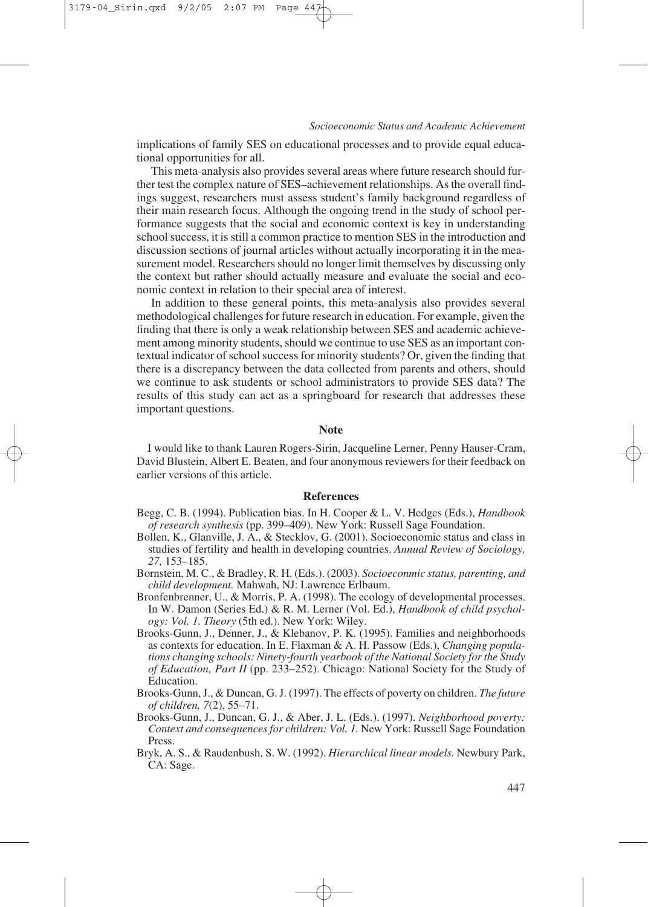implications of family SES on educational processes and to provide equal educational opportunities for all.

This meta-analysis also provides several areas where future research should further test the complex nature of SES–achievement relationships. As the overall findings suggest, researchers must assess student's family background regardless of their main research focus. Although the ongoing trend in the study of school performance suggests that the social and economic context is key in understanding school success, it is still a common practice to mention SES in the introduction and discussion sections of journal articles without actually incorporating it in the measurement model. Researchers should no longer limit themselves by discussing only the context but rather should actually measure and evaluate the social and economic context in relation to their special area of interest.

In addition to these general points, this meta-analysis also provides several methodological challenges for future research in education. For example, given the finding that there is only a weak relationship between SES and academic achievement among minority students, should we continue to use SES as an important contextual indicator of school success for minority students? Or, given the finding that there is a discrepancy between the data collected from parents and others, should we continue to ask students or school administrators to provide SES data? The results of this study can act as a springboard for research that addresses these important questions.

## Note

I would like to thank Lauren Rogers-Sirin, Jacqueline Lerner, Penny Hauser-Cram, David Blustein, Albert E. Beaten, and four anonymous reviewers for their feedback on earlier versions of this article.

## References

Begg, C. B. (1994). Publication bias. In H. Cooper & L. V. Hedges (Eds.), *Handbook of research synthesis* (pp. 399–409). New York: Russell Sage Foundation.

Bollen, K., Glanville, J. A., & Stecklov, G. (2001). Socioeconomic status and class in studies of fertility and health in developing countries. *Annual Review of Sociology, 27,* 153–185.

Bornstein, M. C., & Bradley, R. H. (Eds.). (2003). *Socioeconmic status, parenting, and child development.* Mahwah, NJ: Lawrence Erlbaum.

Bronfenbrenner, U., & Morris, P. A. (1998). The ecology of developmental processes. In W. Damon (Series Ed.) & R. M. Lerner (Vol. Ed.), *Handbook of child psychology: Vol. 1. Theory* (5th ed.). New York: Wiley.

Brooks-Gunn, J., Denner, J., & Klebanov, P. K. (1995). Families and neighborhoods as contexts for education. In E. Flaxman & A. H. Passow (Eds.), *Changing populations changing schools: Ninety-fourth yearbook of the National Society for the Study of Education, Part II* (pp. 233–252). Chicago: National Society for the Study of Education.

Brooks-Gunn, J., & Duncan, G. J. (1997). The effects of poverty on children. *The future of children, 7*(2), 55–71.

Brooks-Gunn, J., Duncan, G. J., & Aber, J. L. (Eds.). (1997). *Neighborhood poverty: Context and consequences for children: Vol. 1.* New York: Russell Sage Foundation Press.

Bryk, A. S., & Raudenbush, S. W. (1992). *Hierarchical linear models.* Newbury Park, CA: Sage.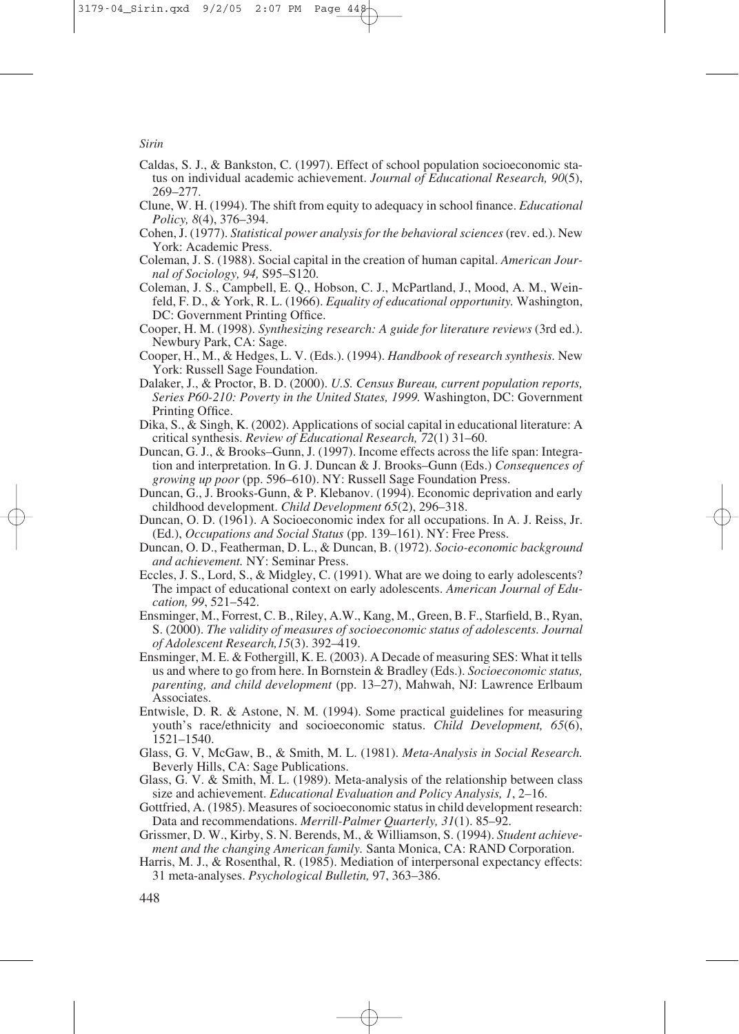Caldas, S. J., & Bankston, C. (1997). Effect of school population socioeconomic status on individual academic achievement. *Journal of Educational Research, 90*(5), 269–277.

Clune, W. H. (1994). The shift from equity to adequacy in school finance. *Educational Policy, 8*(4), 376–394.

Cohen, J. (1977). *Statistical power analysis for the behavioral sciences* (rev. ed.). New York: Academic Press.

Coleman, J. S. (1988). Social capital in the creation of human capital. *American Journal of Sociology, 94,* S95–S120.

Coleman, J. S., Campbell, E. Q., Hobson, C. J., McPartland, J., Mood, A. M., Weinfeld, F. D., & York, R. L. (1966). *Equality of educational opportunity.* Washington, DC: Government Printing Office.

Cooper, H. M. (1998). *Synthesizing research: A guide for literature reviews* (3rd ed.). Newbury Park, CA: Sage.

Cooper, H., M., & Hedges, L. V. (Eds.). (1994). *Handbook of research synthesis.* New York: Russell Sage Foundation.

Dalaker, J., & Proctor, B. D. (2000). *U.S. Census Bureau, current population reports, Series P60-210: Poverty in the United States, 1999.* Washington, DC: Government Printing Office.

Dika, S., & Singh, K. (2002). Applications of social capital in educational literature: A critical synthesis. *Review of Educational Research, 72*(1) 31–60.

Duncan, G. J., & Brooks–Gunn, J. (1997). Income effects across the life span: Integration and interpretation. In G. J. Duncan & J. Brooks–Gunn (Eds.) *Consequences of growing up poor* (pp. 596–610). NY: Russell Sage Foundation Press.

Duncan, G., J. Brooks-Gunn, & P. Klebanov. (1994). Economic deprivation and early childhood development. *Child Development 65*(2), 296–318.

Duncan, O. D. (1961). A Socioeconomic index for all occupations. In A. J. Reiss, Jr. (Ed.), *Occupations and Social Status* (pp. 139–161). NY: Free Press.

Duncan, O. D., Featherman, D. L., & Duncan, B. (1972). *Socio-economic background and achievement.* NY: Seminar Press.

Eccles, J. S., Lord, S., & Midgley, C. (1991). What are we doing to early adolescents? The impact of educational context on early adolescents. *American Journal of Education, 99*, 521–542.

Ensminger, M., Forrest, C. B., Riley, A.W., Kang, M., Green, B. F., Starfield, B., Ryan, S. (2000). *The validity of measures of socioeconomic status of adolescents. Journal of Adolescent Research,15*(3). 392–419.

Ensminger, M. E. & Fothergill, K. E. (2003). A Decade of measuring SES: What it tells us and where to go from here. In Bornstein & Bradley (Eds.). *Socioeconomic status, parenting, and child development* (pp. 13–27), Mahwah, NJ: Lawrence Erlbaum Associates.

Entwisle, D. R. & Astone, N. M. (1994). Some practical guidelines for measuring youth's race/ethnicity and socioeconomic status. *Child Development, 65*(6), 1521–1540.

Glass, G. V, McGaw, B., & Smith, M. L. (1981). *Meta-Analysis in Social Research.* Beverly Hills, CA: Sage Publications.

Glass, G. V. & Smith, M. L. (1989). Meta-analysis of the relationship between class size and achievement. *Educational Evaluation and Policy Analysis, 1*, 2–16.

Gottfried, A. (1985). Measures of socioeconomic status in child development research: Data and recommendations. *Merrill-Palmer Quarterly, 31*(1). 85–92.

Grissmer, D. W., Kirby, S. N. Berends, M., & Williamson, S. (1994). *Student achievement and the changing American family.* Santa Monica, CA: RAND Corporation.

Harris, M. J., & Rosenthal, R. (1985). Mediation of interpersonal expectancy effects: 31 meta-analyses. *Psychological Bulletin,* 97, 363–386.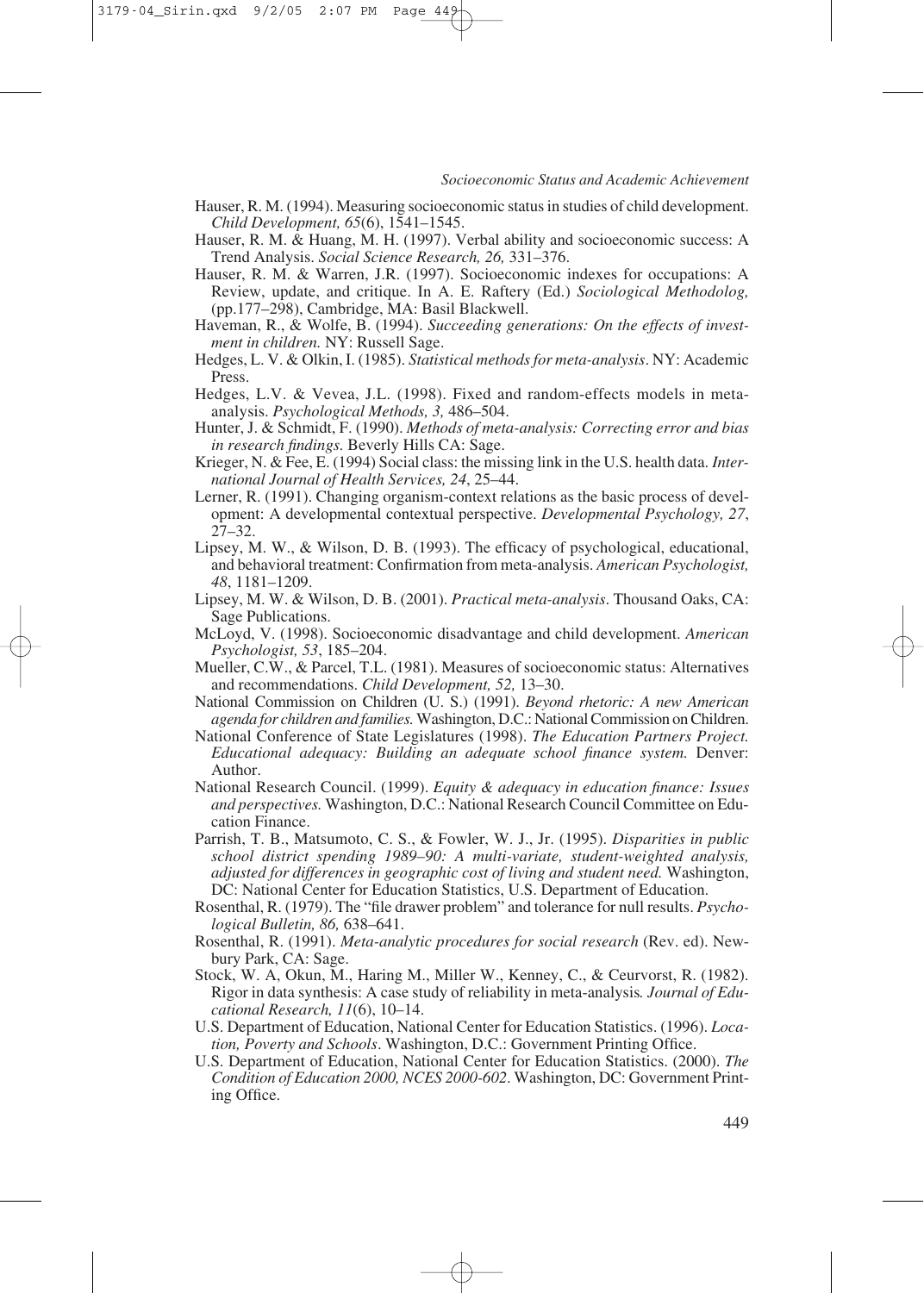Hauser, R. M. (1994). Measuring socioeconomic status in studies of child development. *Child Development, 65*(6), 1541–1545.

Hauser, R. M. & Huang, M. H. (1997). Verbal ability and socioeconomic success: A Trend Analysis. *Social Science Research, 26,* 331–376.

Hauser, R. M. & Warren, J.R. (1997). Socioeconomic indexes for occupations: A Review, update, and critique. In A. E. Raftery (Ed.) *Sociological Methodolog,* (pp.177–298), Cambridge, MA: Basil Blackwell.

Haveman, R., & Wolfe, B. (1994). *Succeeding generations: On the effects of investment in children.* NY: Russell Sage.

Hedges, L. V. & Olkin, I. (1985). *Statistical methods for meta-analysis*. NY: Academic Press.

Hedges, L.V. & Vevea, J.L. (1998). Fixed and random-effects models in meta-analysis. *Psychological Methods, 3,* 486–504.

Hunter, J. & Schmidt, F. (1990). *Methods of meta-analysis: Correcting error and bias in research findings.* Beverly Hills CA: Sage.

Krieger, N. & Fee, E. (1994) Social class: the missing link in the U.S. health data. *International Journal of Health Services, 24*, 25–44.

Lerner, R. (1991). Changing organism-context relations as the basic process of development: A developmental contextual perspective. *Developmental Psychology, 27*, 27–32.

Lipsey, M. W., & Wilson, D. B. (1993). The efficacy of psychological, educational, and behavioral treatment: Confirmation from meta-analysis. *American Psychologist, 48*, 1181–1209.

Lipsey, M. W. & Wilson, D. B. (2001). *Practical meta-analysis*. Thousand Oaks, CA: Sage Publications.

McLoyd, V. (1998). Socioeconomic disadvantage and child development. *American Psychologist, 53*, 185–204.

Mueller, C.W., & Parcel, T.L. (1981). Measures of socioeconomic status: Alternatives and recommendations. *Child Development, 52,* 13–30.

National Commission on Children (U. S.) (1991). *Beyond rhetoric: A new American agenda for children and families.* Washington, D.C.: National Commission on Children.

National Conference of State Legislatures (1998). *The Education Partners Project. Educational adequacy: Building an adequate school finance system.* Denver: Author.

National Research Council. (1999). *Equity & adequacy in education finance: Issues and perspectives.* Washington, D.C.: National Research Council Committee on Education Finance.

Parrish, T. B., Matsumoto, C. S., & Fowler, W. J., Jr. (1995). *Disparities in public school district spending 1989–90: A multi-variate, student-weighted analysis, adjusted for differences in geographic cost of living and student need.* Washington, DC: National Center for Education Statistics, U.S. Department of Education.

Rosenthal, R. (1979). The "file drawer problem" and tolerance for null results. *Psychological Bulletin, 86,* 638–641.

Rosenthal, R. (1991). *Meta-analytic procedures for social research* (Rev. ed). Newbury Park, CA: Sage.

Stock, W. A, Okun, M., Haring M., Miller W., Kenney, C., & Ceurvorst, R. (1982). Rigor in data synthesis: A case study of reliability in meta-analysis*. Journal of Educational Research, 11*(6), 10–14.

U.S. Department of Education, National Center for Education Statistics. (1996). *Location, Poverty and Schools*. Washington, D.C.: Government Printing Office.

U.S. Department of Education, National Center for Education Statistics. (2000). *The Condition of Education 2000, NCES 2000-602*. Washington, DC: Government Printing Office.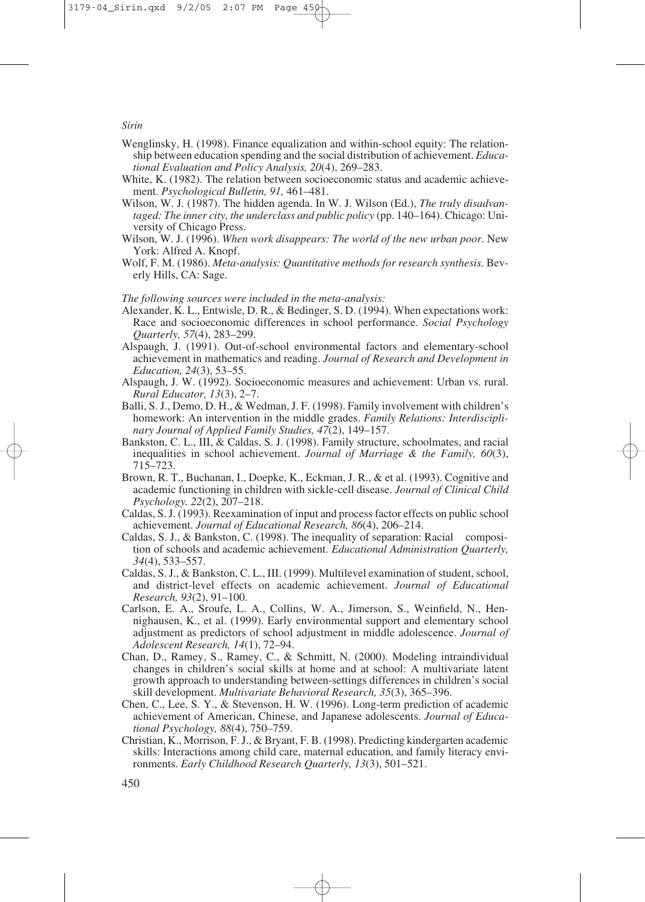Wenglinsky, H. (1998). Finance equalization and within-school equity: The relationship between education spending and the social distribution of achievement. *Educational Evaluation and Policy Analysis, 20*(4), 269–283.

White, K. (1982). The relation between socioeconomic status and academic achievement. *Psychological Bulletin, 91,* 461–481.

Wilson, W. J. (1987). The hidden agenda. In W. J. Wilson (Ed.), *The truly disadvantaged: The inner city, the underclass and public policy* (pp. 140–164). Chicago: University of Chicago Press.

Wilson, W. J. (1996). *When work disappears: The world of the new urban poor*. New York: Alfred A. Knopf.

Wolf, F. M. (1986). *Meta-analysis: Quantitative methods for research synthesis.* Beverly Hills, CA: Sage.

*The following sources were included in the meta-analysis:*

Alexander, K. L., Entwisle, D. R., & Bedinger, S. D. (1994). When expectations work: Race and socioeconomic differences in school performance. *Social Psychology Quarterly, 57*(4), 283–299.

Alspaugh, J. (1991). Out-of-school environmental factors and elementary-school achievement in mathematics and reading. *Journal of Research and Development in Education, 24*(3), 53–55.

Alspaugh, J. W. (1992). Socioeconomic measures and achievement: Urban vs. rural. *Rural Educator, 13*(3), 2–7.

Balli, S. J., Demo, D. H., & Wedman, J. F. (1998). Family involvement with children's homework: An intervention in the middle grades. *Family Relations: Interdisciplinary Journal of Applied Family Studies, 47*(2), 149–157.

Bankston, C. L., III, & Caldas, S. J. (1998). Family structure, schoolmates, and racial inequalities in school achievement. *Journal of Marriage & the Family, 60*(3), 715–723.

Brown, R. T., Buchanan, I., Doepke, K., Eckman, J. R., & et al. (1993). Cognitive and academic functioning in children with sickle-cell disease. *Journal of Clinical Child Psychology. 22*(2), 207–218.

Caldas, S. J. (1993). Reexamination of input and process factor effects on public school achievement. *Journal of Educational Research, 86*(4), 206–214.

Caldas, S. J., & Bankston, C. (1998). The inequality of separation: Racial composition of schools and academic achievement. *Educational Administration Quarterly, 34*(4), 533–557.

Caldas, S. J., & Bankston, C. L., III. (1999). Multilevel examination of student, school, and district-level effects on academic achievement. *Journal of Educational Research, 93*(2), 91–100.

Carlson, E. A., Sroufe, L. A., Collins, W. A., Jimerson, S., Weinfield, N., Hennighausen, K., et al. (1999). Early environmental support and elementary school adjustment as predictors of school adjustment in middle adolescence. *Journal of Adolescent Research, 14*(1), 72–94.

Chan, D., Ramey, S., Ramey, C., & Schmitt, N. (2000). Modeling intraindividual changes in children's social skills at home and at school: A multivariate latent growth approach to understanding between-settings differences in children's social skill development. *Multivariate Behavioral Research, 35*(3), 365–396.

Chen, C., Lee, S. Y., & Stevenson, H. W. (1996). Long-term prediction of academic achievement of American, Chinese, and Japanese adolescents. *Journal of Educational Psychology, 88*(4), 750–759.

Christian, K., Morrison, F. J., & Bryant, F. B. (1998). Predicting kindergarten academic skills: Interactions among child care, maternal education, and family literacy environments. *Early Childhood Research Quarterly, 13*(3), 501–521.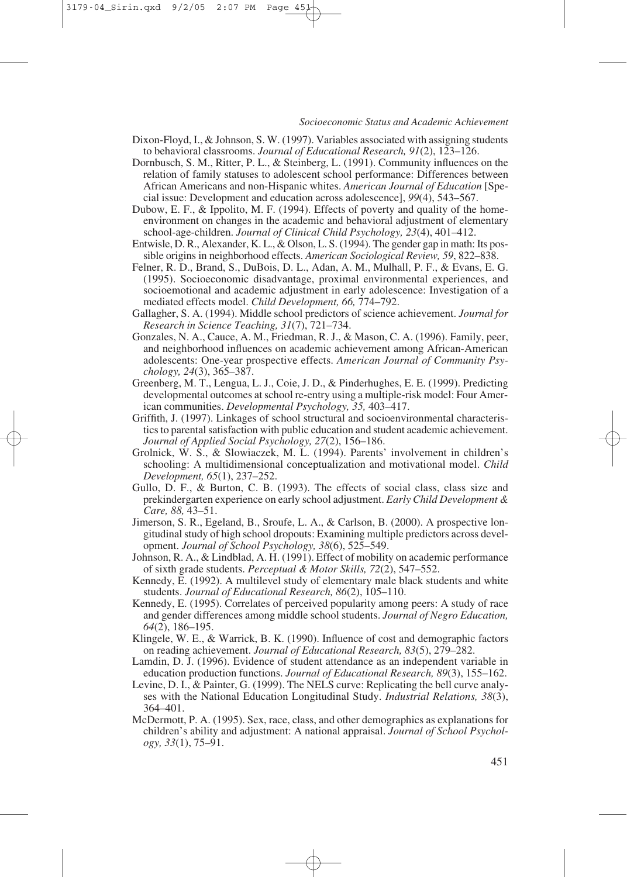Dixon-Floyd, I., & Johnson, S. W. (1997). Variables associated with assigning students to behavioral classrooms. *Journal of Educational Research, 91*(2), 123–126.

Dornbusch, S. M., Ritter, P. L., & Steinberg, L. (1991). Community influences on the relation of family statuses to adolescent school performance: Differences between African Americans and non-Hispanic whites. *American Journal of Education* [Special issue: Development and education across adolescence], *99*(4), 543–567.

Dubow, E. F., & Ippolito, M. F. (1994). Effects of poverty and quality of the home-environment on changes in the academic and behavioral adjustment of elementary school-age-children. *Journal of Clinical Child Psychology, 23*(4), 401–412.

Entwisle, D. R., Alexander, K. L., & Olson, L. S. (1994). The gender gap in math: Its possible origins in neighborhood effects. *American Sociological Review, 59*, 822–838.

Felner, R. D., Brand, S., DuBois, D. L., Adan, A. M., Mulhall, P. F., & Evans, E. G. (1995). Socioeconomic disadvantage, proximal environmental experiences, and socioemotional and academic adjustment in early adolescence: Investigation of a mediated effects model. *Child Development, 66,* 774–792.

Gallagher, S. A. (1994). Middle school predictors of science achievement. *Journal for Research in Science Teaching, 31*(7), 721–734.

Gonzales, N. A., Cauce, A. M., Friedman, R. J., & Mason, C. A. (1996). Family, peer, and neighborhood influences on academic achievement among African-American adolescents: One-year prospective effects. *American Journal of Community Psychology, 24*(3), 365–387.

Greenberg, M. T., Lengua, L. J., Coie, J. D., & Pinderhughes, E. E. (1999). Predicting developmental outcomes at school re-entry using a multiple-risk model: Four American communities. *Developmental Psychology, 35,* 403–417.

Griffith, J. (1997). Linkages of school structural and socioenvironmental characteristics to parental satisfaction with public education and student academic achievement. *Journal of Applied Social Psychology, 27*(2), 156–186.

Grolnick, W. S., & Slowiaczek, M. L. (1994). Parents' involvement in children's schooling: A multidimensional conceptualization and motivational model. *Child Development, 65*(1), 237–252.

Gullo, D. F., & Burton, C. B. (1993). The effects of social class, class size and prekindergarten experience on early school adjustment. *Early Child Development & Care, 88,* 43–51.

Jimerson, S. R., Egeland, B., Sroufe, L. A., & Carlson, B. (2000). A prospective longitudinal study of high school dropouts: Examining multiple predictors across development. *Journal of School Psychology, 38*(6), 525–549.

Johnson, R. A., & Lindblad, A. H. (1991). Effect of mobility on academic performance of sixth grade students. *Perceptual & Motor Skills, 72*(2), 547–552.

Kennedy, E. (1992). A multilevel study of elementary male black students and white students. *Journal of Educational Research, 86*(2), 105–110.

Kennedy, E. (1995). Correlates of perceived popularity among peers: A study of race and gender differences among middle school students. *Journal of Negro Education, 64*(2), 186–195.

Klingele, W. E., & Warrick, B. K. (1990). Influence of cost and demographic factors on reading achievement. *Journal of Educational Research, 83*(5), 279–282.

Lamdin, D. J. (1996). Evidence of student attendance as an independent variable in education production functions. *Journal of Educational Research, 89*(3), 155–162.

Levine, D. I., & Painter, G. (1999). The NELS curve: Replicating the bell curve analyses with the National Education Longitudinal Study. *Industrial Relations, 38*(3), 364–401.

McDermott, P. A. (1995). Sex, race, class, and other demographics as explanations for children's ability and adjustment: A national appraisal. *Journal of School Psychology, 33*(1), 75–91.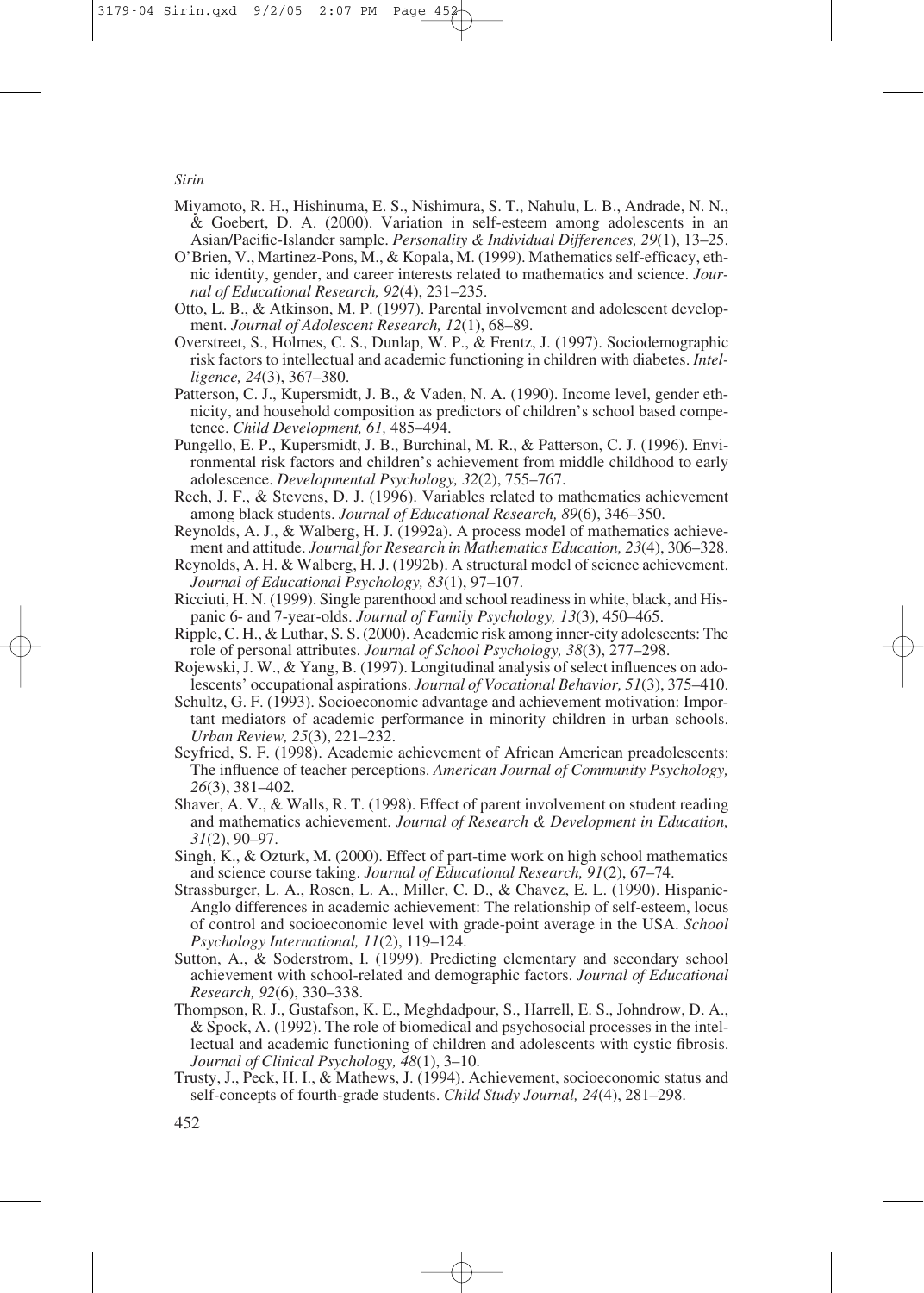Miyamoto, R. H., Hishinuma, E. S., Nishimura, S. T., Nahulu, L. B., Andrade, N. N., & Goebert, D. A. (2000). Variation in self-esteem among adolescents in an Asian/Pacific-Islander sample. *Personality & Individual Differences, 29*(1), 13–25.

O'Brien, V., Martinez-Pons, M., & Kopala, M. (1999). Mathematics self-efficacy, ethnic identity, gender, and career interests related to mathematics and science. *Journal of Educational Research, 92*(4), 231–235.

Otto, L. B., & Atkinson, M. P. (1997). Parental involvement and adolescent development. *Journal of Adolescent Research, 12*(1), 68–89.

Overstreet, S., Holmes, C. S., Dunlap, W. P., & Frentz, J. (1997). Sociodemographic risk factors to intellectual and academic functioning in children with diabetes. *Intelligence, 24*(3), 367–380.

Patterson, C. J., Kupersmidt, J. B., & Vaden, N. A. (1990). Income level, gender ethnicity, and household composition as predictors of children's school based competence. *Child Development, 61,* 485–494.

Pungello, E. P., Kupersmidt, J. B., Burchinal, M. R., & Patterson, C. J. (1996). Environmental risk factors and children's achievement from middle childhood to early adolescence. *Developmental Psychology, 32*(2), 755–767.

Rech, J. F., & Stevens, D. J. (1996). Variables related to mathematics achievement among black students. *Journal of Educational Research, 89*(6), 346–350.

Reynolds, A. J., & Walberg, H. J. (1992a). A process model of mathematics achievement and attitude. *Journal for Research in Mathematics Education, 23*(4), 306–328.

Reynolds, A. H. & Walberg, H. J. (1992b). A structural model of science achievement. *Journal of Educational Psychology, 83*(1), 97–107.

Ricciuti, H. N. (1999). Single parenthood and school readiness in white, black, and Hispanic 6- and 7-year-olds. *Journal of Family Psychology, 13*(3), 450–465.

Ripple, C. H., & Luthar, S. S. (2000). Academic risk among inner-city adolescents: The role of personal attributes. *Journal of School Psychology, 38*(3), 277–298.

Rojewski, J. W., & Yang, B. (1997). Longitudinal analysis of select influences on adolescents' occupational aspirations. *Journal of Vocational Behavior, 51*(3), 375–410.

Schultz, G. F. (1993). Socioeconomic advantage and achievement motivation: Important mediators of academic performance in minority children in urban schools. *Urban Review, 25*(3), 221–232.

Seyfried, S. F. (1998). Academic achievement of African American preadolescents: The influence of teacher perceptions. *American Journal of Community Psychology, 26*(3), 381–402.

Shaver, A. V., & Walls, R. T. (1998). Effect of parent involvement on student reading and mathematics achievement. *Journal of Research & Development in Education, 31*(2), 90–97.

Singh, K., & Ozturk, M. (2000). Effect of part-time work on high school mathematics and science course taking. *Journal of Educational Research, 91*(2), 67–74.

Strassburger, L. A., Rosen, L. A., Miller, C. D., & Chavez, E. L. (1990). Hispanic-Anglo differences in academic achievement: The relationship of self-esteem, locus of control and socioeconomic level with grade-point average in the USA. *School Psychology International, 11*(2), 119–124.

Sutton, A., & Soderstrom, I. (1999). Predicting elementary and secondary school achievement with school-related and demographic factors. *Journal of Educational Research, 92*(6), 330–338.

Thompson, R. J., Gustafson, K. E., Meghdadpour, S., Harrell, E. S., Johndrow, D. A., & Spock, A. (1992). The role of biomedical and psychosocial processes in the intellectual and academic functioning of children and adolescents with cystic fibrosis. *Journal of Clinical Psychology, 48*(1), 3–10.

Trusty, J., Peck, H. I., & Mathews, J. (1994). Achievement, socioeconomic status and self-concepts of fourth-grade students. *Child Study Journal, 24*(4), 281–298.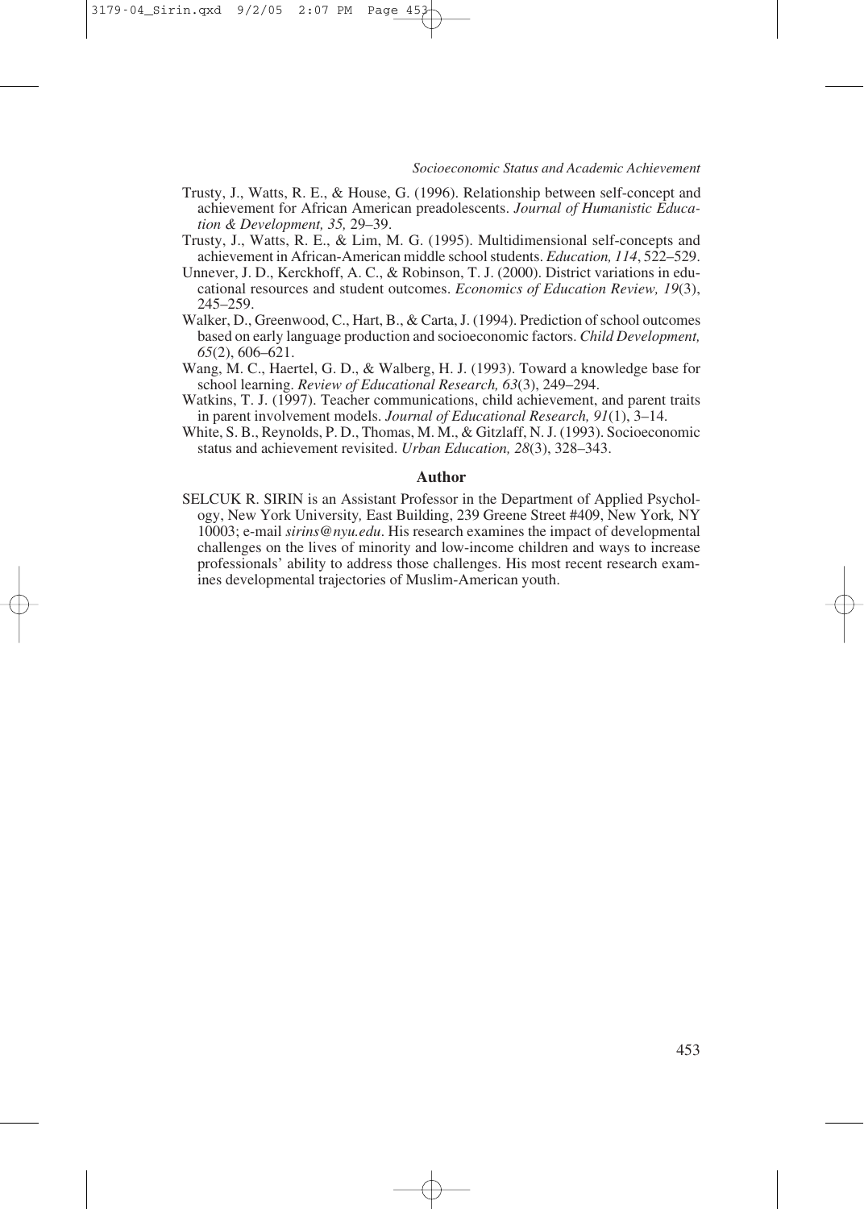Trusty, J., Watts, R. E., & House, G. (1996). Relationship between self-concept and achievement for African American preadolescents. *Journal of Humanistic Education & Development, 35,* 29–39.

Trusty, J., Watts, R. E., & Lim, M. G. (1995). Multidimensional self-concepts and achievement in African-American middle school students. *Education, 114*, 522–529.

Unnever, J. D., Kerckhoff, A. C., & Robinson, T. J. (2000). District variations in educational resources and student outcomes. *Economics of Education Review, 19*(3), 245–259.

Walker, D., Greenwood, C., Hart, B., & Carta, J. (1994). Prediction of school outcomes based on early language production and socioeconomic factors. *Child Development, 65*(2), 606–621.

Wang, M. C., Haertel, G. D., & Walberg, H. J. (1993). Toward a knowledge base for school learning. *Review of Educational Research, 63*(3), 249–294.

Watkins, T. J. (1997). Teacher communications, child achievement, and parent traits in parent involvement models. *Journal of Educational Research, 91*(1), 3–14.

White, S. B., Reynolds, P. D., Thomas, M. M., & Gitzlaff, N. J. (1993). Socioeconomic status and achievement revisited. *Urban Education, 28*(3), 328–343.

## Author

SELCUK R. SIRIN is an Assistant Professor in the Department of Applied Psychology, New York University, East Building, 239 Greene Street #409, New York, NY 10003; e-mail *sirins@nyu.edu*. His research examines the impact of developmental challenges on the lives of minority and low-income children and ways to increase professionals' ability to address those challenges. His most recent research examines developmental trajectories of Muslim-American youth.